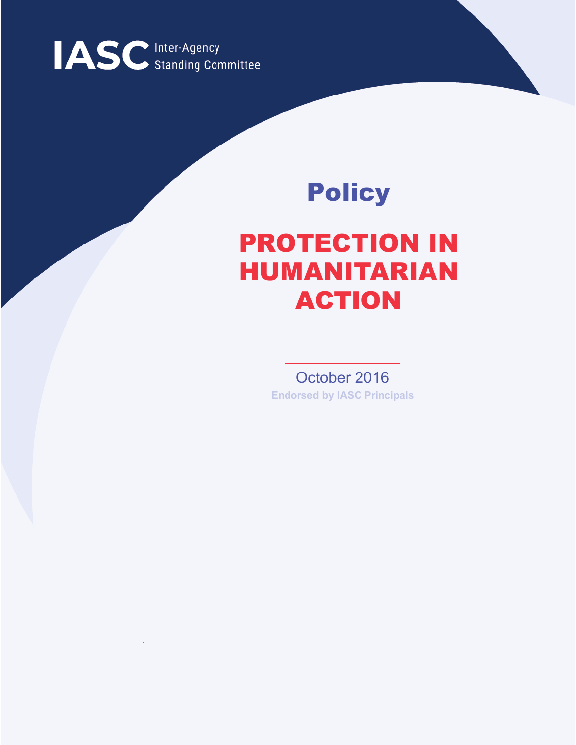IASC Inter-Agency Standing Committee

# Policy

# PROTECTION IN HUMANITARIAN ACTION

October 2016

Endorsed by IASC Principals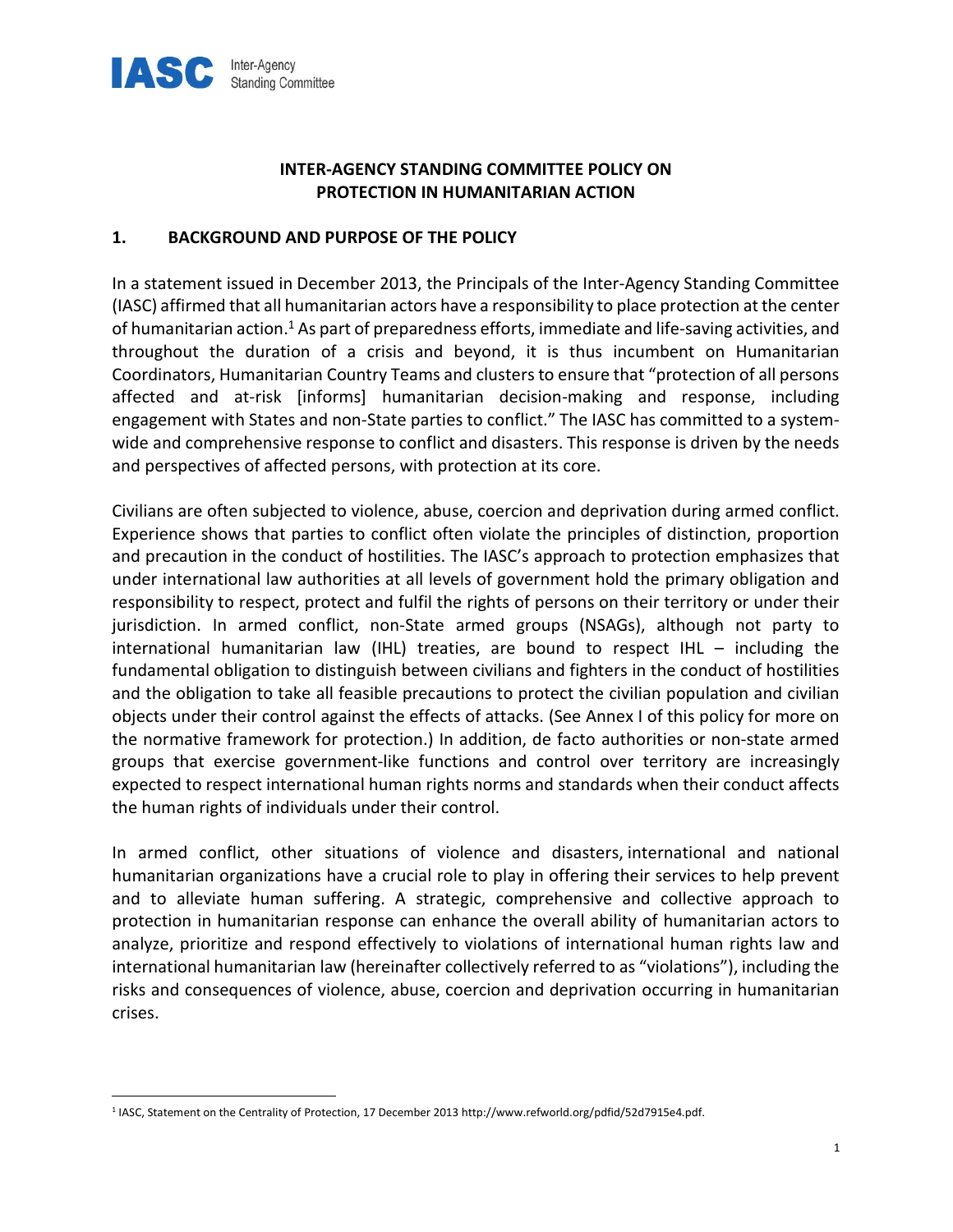# INTER-AGENCY STANDING COMMITTEE POLICY ON PROTECTION IN HUMANITARIAN ACTION

## 1. BACKGROUND AND PURPOSE OF THE POLICY

In a statement issued in December 2013, the Principals of the Inter-Agency Standing Committee (IASC) affirmed that all humanitarian actors have a responsibility to place protection at the center of humanitarian action.[1] As part of preparedness efforts, immediate and life-saving activities, and throughout the duration of a crisis and beyond, it is thus incumbent on Humanitarian Coordinators, Humanitarian Country Teams and clusters to ensure that "protection of all persons affected and at-risk [informs] humanitarian decision-making and response, including engagement with States and non-State parties to conflict." The IASC has committed to a system-wide and comprehensive response to conflict and disasters. This response is driven by the needs and perspectives of affected persons, with protection at its core.

Civilians are often subjected to violence, abuse, coercion and deprivation during armed conflict. Experience shows that parties to conflict often violate the principles of distinction, proportion and precaution in the conduct of hostilities. The IASC's approach to protection emphasizes that under international law authorities at all levels of government hold the primary obligation and responsibility to respect, protect and fulfil the rights of persons on their territory or under their jurisdiction. In armed conflict, non-State armed groups (NSAGs), although not party to international humanitarian law (IHL) treaties, are bound to respect IHL – including the fundamental obligation to distinguish between civilians and fighters in the conduct of hostilities and the obligation to take all feasible precautions to protect the civilian population and civilian objects under their control against the effects of attacks. (See Annex I of this policy for more on the normative framework for protection.) In addition, de facto authorities or non-state armed groups that exercise government-like functions and control over territory are increasingly expected to respect international human rights norms and standards when their conduct affects the human rights of individuals under their control.

In armed conflict, other situations of violence and disasters, international and national humanitarian organizations have a crucial role to play in offering their services to help prevent and to alleviate human suffering. A strategic, comprehensive and collective approach to protection in humanitarian response can enhance the overall ability of humanitarian actors to analyze, prioritize and respond effectively to violations of international human rights law and international humanitarian law (hereinafter collectively referred to as "violations"), including the risks and consequences of violence, abuse, coercion and deprivation occurring in humanitarian crises.

[1] IASC, Statement on the Centrality of Protection, 17 December 2013 http://www.refworld.org/pdfid/52d7915e4.pdf.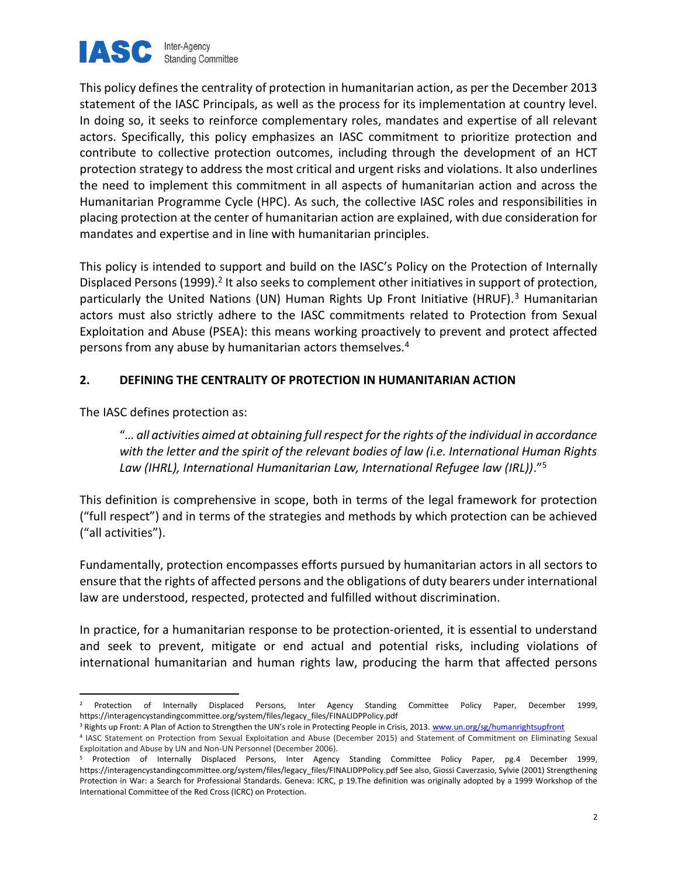This policy defines the centrality of protection in humanitarian action, as per the December 2013 statement of the IASC Principals, as well as the process for its implementation at country level. In doing so, it seeks to reinforce complementary roles, mandates and expertise of all relevant actors. Specifically, this policy emphasizes an IASC commitment to prioritize protection and contribute to collective protection outcomes, including through the development of an HCT protection strategy to address the most critical and urgent risks and violations. It also underlines the need to implement this commitment in all aspects of humanitarian action and across the Humanitarian Programme Cycle (HPC). As such, the collective IASC roles and responsibilities in placing protection at the center of humanitarian action are explained, with due consideration for mandates and expertise and in line with humanitarian principles.

This policy is intended to support and build on the IASC's Policy on the Protection of Internally Displaced Persons (1999).[2] It also seeks to complement other initiatives in support of protection, particularly the United Nations (UN) Human Rights Up Front Initiative (HRUF).[3] Humanitarian actors must also strictly adhere to the IASC commitments related to Protection from Sexual Exploitation and Abuse (PSEA): this means working proactively to prevent and protect affected persons from any abuse by humanitarian actors themselves.[4]

## 2. DEFINING THE CENTRALITY OF PROTECTION IN HUMANITARIAN ACTION

The IASC defines protection as:

> "*… all activities aimed at obtaining full respect for the rights of the individual in accordance with the letter and the spirit of the relevant bodies of law (i.e. International Human Rights Law (IHRL), International Humanitarian Law, International Refugee law (IRL))*."[5]

This definition is comprehensive in scope, both in terms of the legal framework for protection ("full respect") and in terms of the strategies and methods by which protection can be achieved ("all activities").

Fundamentally, protection encompasses efforts pursued by humanitarian actors in all sectors to ensure that the rights of affected persons and the obligations of duty bearers under international law are understood, respected, protected and fulfilled without discrimination.

In practice, for a humanitarian response to be protection-oriented, it is essential to understand and seek to prevent, mitigate or end actual and potential risks, including violations of international humanitarian and human rights law, producing the harm that affected persons

---

[2] Protection of Internally Displaced Persons, Inter Agency Standing Committee Policy Paper, December 1999, https://interagencystandingcommittee.org/system/files/legacy_files/FINALIDPPolicy.pdf

[3] Rights up Front: A Plan of Action to Strengthen the UN's role in Protecting People in Crisis, 2013. www.un.org/sg/humanrightsupfront

[4] IASC Statement on Protection from Sexual Exploitation and Abuse (December 2015) and Statement of Commitment on Eliminating Sexual Exploitation and Abuse by UN and Non-UN Personnel (December 2006).

[5] Protection of Internally Displaced Persons, Inter Agency Standing Committee Policy Paper, pg.4 December 1999, https://interagencystandingcommittee.org/system/files/legacy_files/FINALIDPPolicy.pdf See also, Giossi Caverzasio, Sylvie (2001) Strengthening Protection in War: a Search for Professional Standards. Geneva: ICRC, p 19.The definition was originally adopted by a 1999 Workshop of the International Committee of the Red Cross (ICRC) on Protection.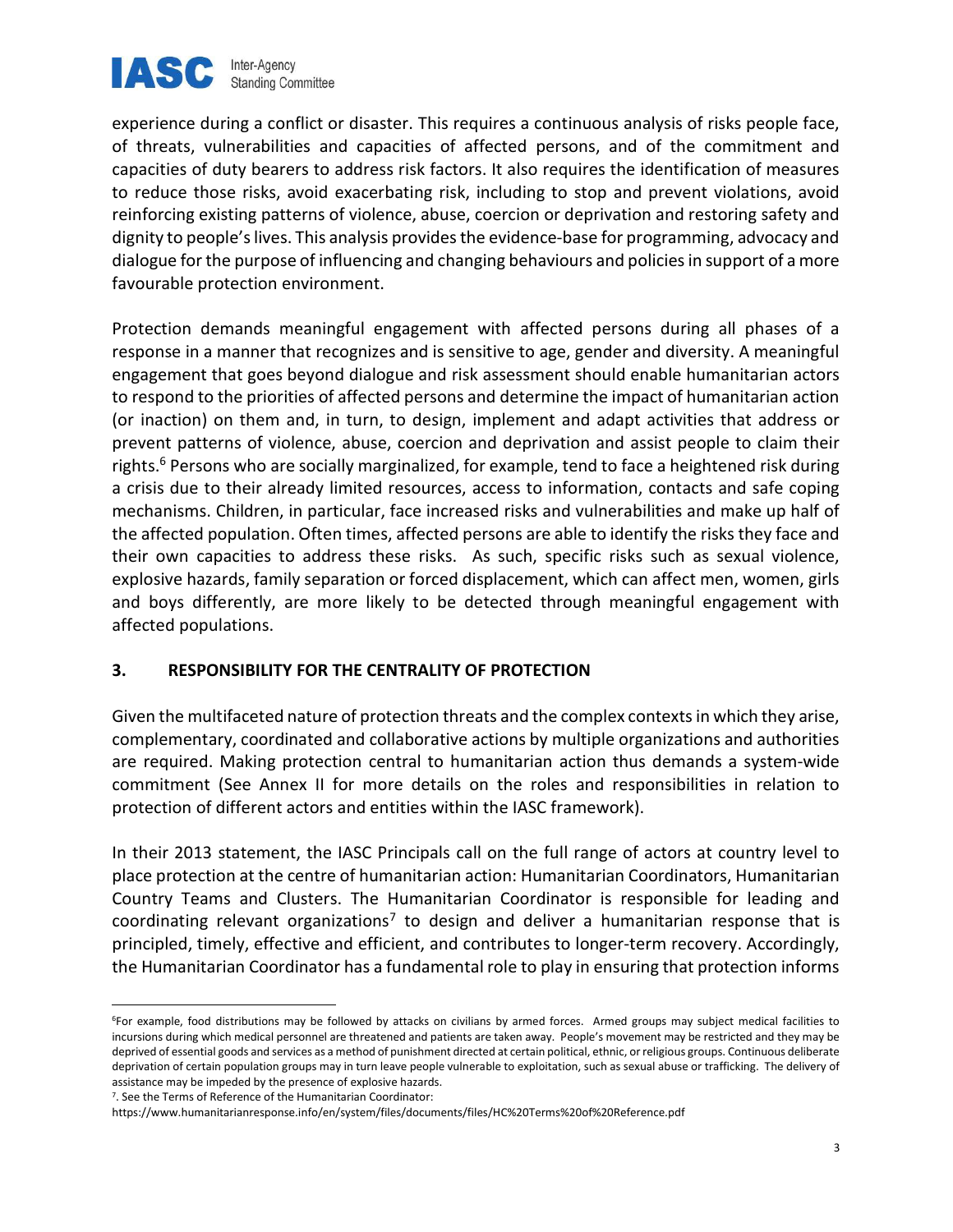experience during a conflict or disaster. This requires a continuous analysis of risks people face, of threats, vulnerabilities and capacities of affected persons, and of the commitment and capacities of duty bearers to address risk factors. It also requires the identification of measures to reduce those risks, avoid exacerbating risk, including to stop and prevent violations, avoid reinforcing existing patterns of violence, abuse, coercion or deprivation and restoring safety and dignity to people's lives. This analysis provides the evidence-base for programming, advocacy and dialogue for the purpose of influencing and changing behaviours and policies in support of a more favourable protection environment.

Protection demands meaningful engagement with affected persons during all phases of a response in a manner that recognizes and is sensitive to age, gender and diversity. A meaningful engagement that goes beyond dialogue and risk assessment should enable humanitarian actors to respond to the priorities of affected persons and determine the impact of humanitarian action (or inaction) on them and, in turn, to design, implement and adapt activities that address or prevent patterns of violence, abuse, coercion and deprivation and assist people to claim their rights.[6] Persons who are socially marginalized, for example, tend to face a heightened risk during a crisis due to their already limited resources, access to information, contacts and safe coping mechanisms. Children, in particular, face increased risks and vulnerabilities and make up half of the affected population. Often times, affected persons are able to identify the risks they face and their own capacities to address these risks. As such, specific risks such as sexual violence, explosive hazards, family separation or forced displacement, which can affect men, women, girls and boys differently, are more likely to be detected through meaningful engagement with affected populations.

## 3. RESPONSIBILITY FOR THE CENTRALITY OF PROTECTION

Given the multifaceted nature of protection threats and the complex contexts in which they arise, complementary, coordinated and collaborative actions by multiple organizations and authorities are required. Making protection central to humanitarian action thus demands a system-wide commitment (See Annex II for more details on the roles and responsibilities in relation to protection of different actors and entities within the IASC framework).

In their 2013 statement, the IASC Principals call on the full range of actors at country level to place protection at the centre of humanitarian action: Humanitarian Coordinators, Humanitarian Country Teams and Clusters. The Humanitarian Coordinator is responsible for leading and coordinating relevant organizations[7] to design and deliver a humanitarian response that is principled, timely, effective and efficient, and contributes to longer-term recovery. Accordingly, the Humanitarian Coordinator has a fundamental role to play in ensuring that protection informs

---

[6]For example, food distributions may be followed by attacks on civilians by armed forces. Armed groups may subject medical facilities to incursions during which medical personnel are threatened and patients are taken away. People's movement may be restricted and they may be deprived of essential goods and services as a method of punishment directed at certain political, ethnic, or religious groups. Continuous deliberate deprivation of certain population groups may in turn leave people vulnerable to exploitation, such as sexual abuse or trafficking. The delivery of assistance may be impeded by the presence of explosive hazards.

[7]. See the Terms of Reference of the Humanitarian Coordinator: https://www.humanitarianresponse.info/en/system/files/documents/files/HC%20Terms%20of%20Reference.pdf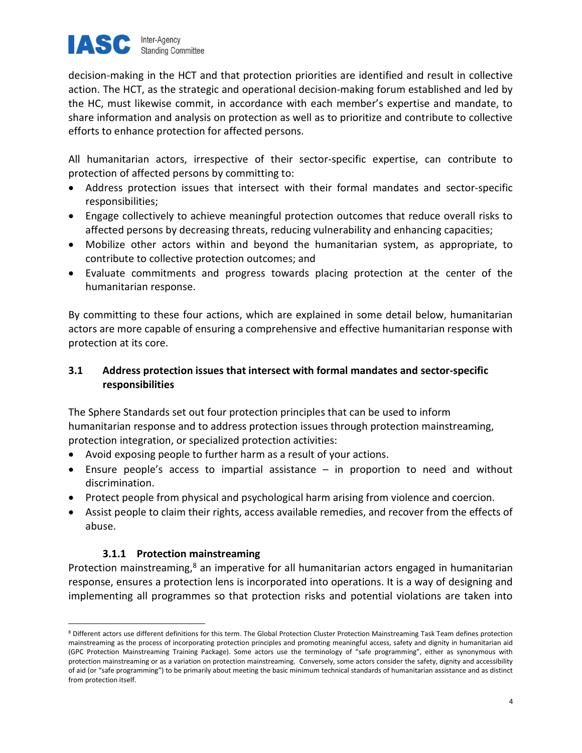decision-making in the HCT and that protection priorities are identified and result in collective action. The HCT, as the strategic and operational decision-making forum established and led by the HC, must likewise commit, in accordance with each member's expertise and mandate, to share information and analysis on protection as well as to prioritize and contribute to collective efforts to enhance protection for affected persons.

All humanitarian actors, irrespective of their sector-specific expertise, can contribute to protection of affected persons by committing to:

- Address protection issues that intersect with their formal mandates and sector-specific responsibilities;
- Engage collectively to achieve meaningful protection outcomes that reduce overall risks to affected persons by decreasing threats, reducing vulnerability and enhancing capacities;
- Mobilize other actors within and beyond the humanitarian system, as appropriate, to contribute to collective protection outcomes; and
- Evaluate commitments and progress towards placing protection at the center of the humanitarian response.

By committing to these four actions, which are explained in some detail below, humanitarian actors are more capable of ensuring a comprehensive and effective humanitarian response with protection at its core.

## 3.1 Address protection issues that intersect with formal mandates and sector-specific responsibilities

The Sphere Standards set out four protection principles that can be used to inform humanitarian response and to address protection issues through protection mainstreaming, protection integration, or specialized protection activities:

- Avoid exposing people to further harm as a result of your actions.
- Ensure people's access to impartial assistance – in proportion to need and without discrimination.
- Protect people from physical and psychological harm arising from violence and coercion.
- Assist people to claim their rights, access available remedies, and recover from the effects of abuse.

### 3.1.1 Protection mainstreaming

Protection mainstreaming,[8] an imperative for all humanitarian actors engaged in humanitarian response, ensures a protection lens is incorporated into operations. It is a way of designing and implementing all programmes so that protection risks and potential violations are taken into

[8] Different actors use different definitions for this term. The Global Protection Cluster Protection Mainstreaming Task Team defines protection mainstreaming as the process of incorporating protection principles and promoting meaningful access, safety and dignity in humanitarian aid (GPC Protection Mainstreaming Training Package). Some actors use the terminology of "safe programming", either as synonymous with protection mainstreaming or as a variation on protection mainstreaming. Conversely, some actors consider the safety, dignity and accessibility of aid (or "safe programming") to be primarily about meeting the basic minimum technical standards of humanitarian assistance and as distinct from protection itself.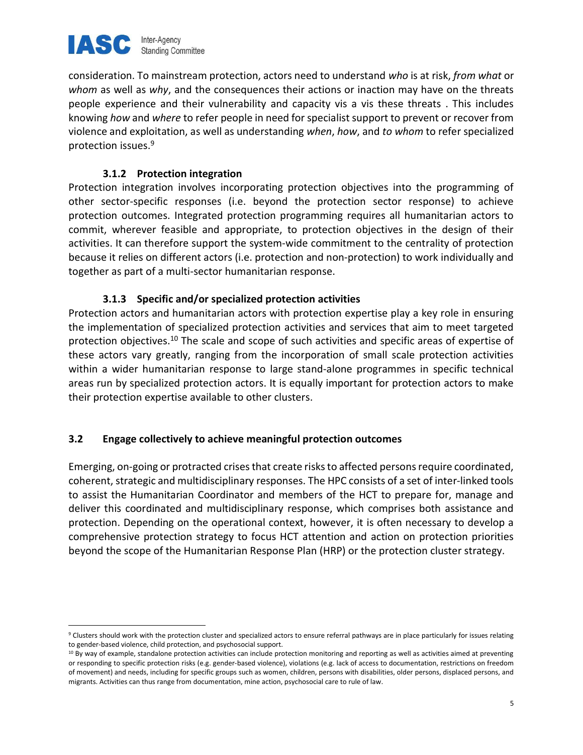consideration. To mainstream protection, actors need to understand *who* is at risk, *from what* or *whom* as well as *why*, and the consequences their actions or inaction may have on the threats people experience and their vulnerability and capacity vis a vis these threats . This includes knowing *how* and *where* to refer people in need for specialist support to prevent or recover from violence and exploitation, as well as understanding *when*, *how*, and *to whom* to refer specialized protection issues.[9]

#### 3.1.2 Protection integration

Protection integration involves incorporating protection objectives into the programming of other sector-specific responses (i.e. beyond the protection sector response) to achieve protection outcomes. Integrated protection programming requires all humanitarian actors to commit, wherever feasible and appropriate, to protection objectives in the design of their activities. It can therefore support the system-wide commitment to the centrality of protection because it relies on different actors (i.e. protection and non-protection) to work individually and together as part of a multi-sector humanitarian response.

#### 3.1.3 Specific and/or specialized protection activities

Protection actors and humanitarian actors with protection expertise play a key role in ensuring the implementation of specialized protection activities and services that aim to meet targeted protection objectives.[10] The scale and scope of such activities and specific areas of expertise of these actors vary greatly, ranging from the incorporation of small scale protection activities within a wider humanitarian response to large stand-alone programmes in specific technical areas run by specialized protection actors. It is equally important for protection actors to make their protection expertise available to other clusters.

### 3.2 Engage collectively to achieve meaningful protection outcomes

Emerging, on-going or protracted crises that create risks to affected persons require coordinated, coherent, strategic and multidisciplinary responses. The HPC consists of a set of inter-linked tools to assist the Humanitarian Coordinator and members of the HCT to prepare for, manage and deliver this coordinated and multidisciplinary response, which comprises both assistance and protection. Depending on the operational context, however, it is often necessary to develop a comprehensive protection strategy to focus HCT attention and action on protection priorities beyond the scope of the Humanitarian Response Plan (HRP) or the protection cluster strategy.

---

[9] Clusters should work with the protection cluster and specialized actors to ensure referral pathways are in place particularly for issues relating to gender-based violence, child protection, and psychosocial support.

[10] By way of example, standalone protection activities can include protection monitoring and reporting as well as activities aimed at preventing or responding to specific protection risks (e.g. gender-based violence), violations (e.g. lack of access to documentation, restrictions on freedom of movement) and needs, including for specific groups such as women, children, persons with disabilities, older persons, displaced persons, and migrants. Activities can thus range from documentation, mine action, psychosocial care to rule of law.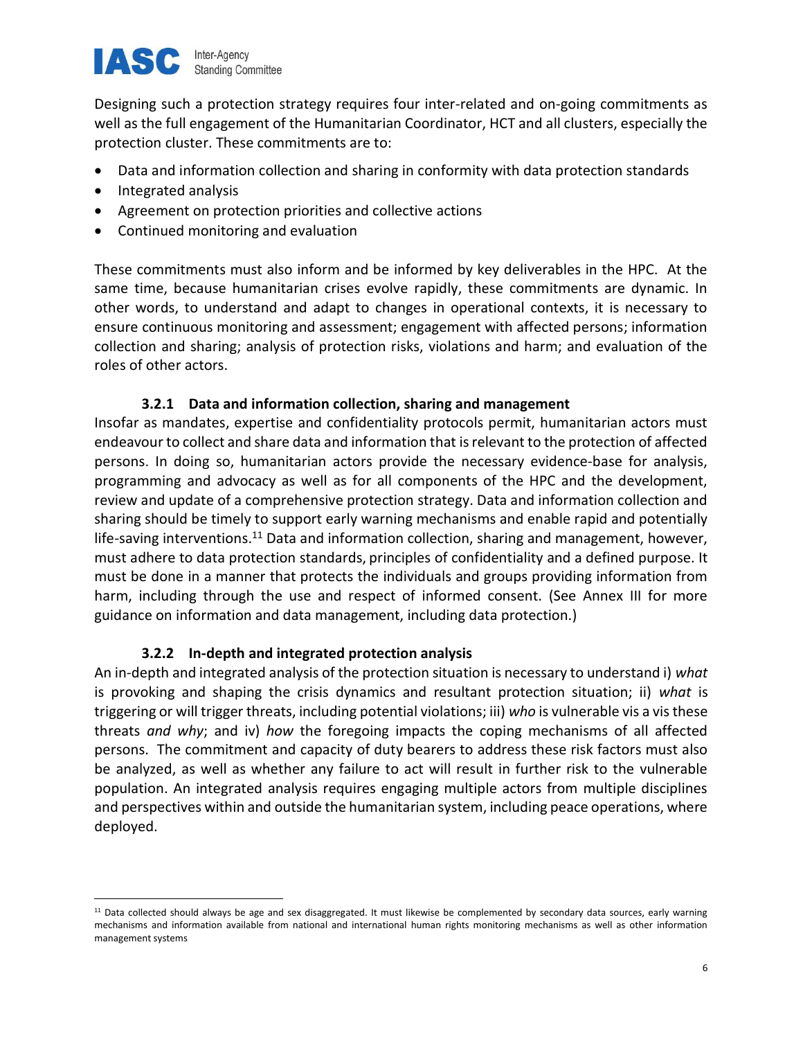Designing such a protection strategy requires four inter-related and on-going commitments as well as the full engagement of the Humanitarian Coordinator, HCT and all clusters, especially the protection cluster. These commitments are to:

- Data and information collection and sharing in conformity with data protection standards
- Integrated analysis
- Agreement on protection priorities and collective actions
- Continued monitoring and evaluation

These commitments must also inform and be informed by key deliverables in the HPC. At the same time, because humanitarian crises evolve rapidly, these commitments are dynamic. In other words, to understand and adapt to changes in operational contexts, it is necessary to ensure continuous monitoring and assessment; engagement with affected persons; information collection and sharing; analysis of protection risks, violations and harm; and evaluation of the roles of other actors.

### 3.2.1 Data and information collection, sharing and management

Insofar as mandates, expertise and confidentiality protocols permit, humanitarian actors must endeavour to collect and share data and information that is relevant to the protection of affected persons. In doing so, humanitarian actors provide the necessary evidence-base for analysis, programming and advocacy as well as for all components of the HPC and the development, review and update of a comprehensive protection strategy. Data and information collection and sharing should be timely to support early warning mechanisms and enable rapid and potentially life-saving interventions.[11] Data and information collection, sharing and management, however, must adhere to data protection standards, principles of confidentiality and a defined purpose. It must be done in a manner that protects the individuals and groups providing information from harm, including through the use and respect of informed consent. (See Annex III for more guidance on information and data management, including data protection.)

### 3.2.2 In-depth and integrated protection analysis

An in-depth and integrated analysis of the protection situation is necessary to understand i) *what* is provoking and shaping the crisis dynamics and resultant protection situation; ii) *what* is triggering or will trigger threats, including potential violations; iii) *who* is vulnerable vis a vis these threats *and why*; and iv) *how* the foregoing impacts the coping mechanisms of all affected persons. The commitment and capacity of duty bearers to address these risk factors must also be analyzed, as well as whether any failure to act will result in further risk to the vulnerable population. An integrated analysis requires engaging multiple actors from multiple disciplines and perspectives within and outside the humanitarian system, including peace operations, where deployed.

[11] Data collected should always be age and sex disaggregated. It must likewise be complemented by secondary data sources, early warning mechanisms and information available from national and international human rights monitoring mechanisms as well as other information management systems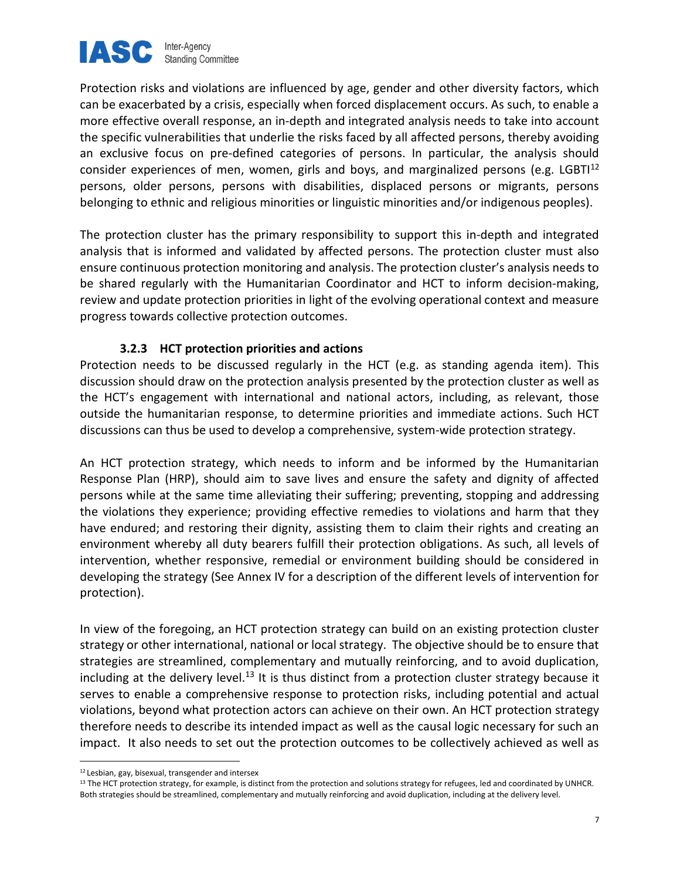Protection risks and violations are influenced by age, gender and other diversity factors, which can be exacerbated by a crisis, especially when forced displacement occurs. As such, to enable a more effective overall response, an in-depth and integrated analysis needs to take into account the specific vulnerabilities that underlie the risks faced by all affected persons, thereby avoiding an exclusive focus on pre-defined categories of persons. In particular, the analysis should consider experiences of men, women, girls and boys, and marginalized persons (e.g. LGBTI[12] persons, older persons, persons with disabilities, displaced persons or migrants, persons belonging to ethnic and religious minorities or linguistic minorities and/or indigenous peoples).

The protection cluster has the primary responsibility to support this in-depth and integrated analysis that is informed and validated by affected persons. The protection cluster must also ensure continuous protection monitoring and analysis. The protection cluster's analysis needs to be shared regularly with the Humanitarian Coordinator and HCT to inform decision-making, review and update protection priorities in light of the evolving operational context and measure progress towards collective protection outcomes.

### 3.2.3 HCT protection priorities and actions

Protection needs to be discussed regularly in the HCT (e.g. as standing agenda item). This discussion should draw on the protection analysis presented by the protection cluster as well as the HCT's engagement with international and national actors, including, as relevant, those outside the humanitarian response, to determine priorities and immediate actions. Such HCT discussions can thus be used to develop a comprehensive, system-wide protection strategy.

An HCT protection strategy, which needs to inform and be informed by the Humanitarian Response Plan (HRP), should aim to save lives and ensure the safety and dignity of affected persons while at the same time alleviating their suffering; preventing, stopping and addressing the violations they experience; providing effective remedies to violations and harm that they have endured; and restoring their dignity, assisting them to claim their rights and creating an environment whereby all duty bearers fulfill their protection obligations. As such, all levels of intervention, whether responsive, remedial or environment building should be considered in developing the strategy (See Annex IV for a description of the different levels of intervention for protection).

In view of the foregoing, an HCT protection strategy can build on an existing protection cluster strategy or other international, national or local strategy. The objective should be to ensure that strategies are streamlined, complementary and mutually reinforcing, and to avoid duplication, including at the delivery level.[13] It is thus distinct from a protection cluster strategy because it serves to enable a comprehensive response to protection risks, including potential and actual violations, beyond what protection actors can achieve on their own. An HCT protection strategy therefore needs to describe its intended impact as well as the causal logic necessary for such an impact. It also needs to set out the protection outcomes to be collectively achieved as well as

[12] Lesbian, gay, bisexual, transgender and intersex

[13] The HCT protection strategy, for example, is distinct from the protection and solutions strategy for refugees, led and coordinated by UNHCR. Both strategies should be streamlined, complementary and mutually reinforcing and avoid duplication, including at the delivery level.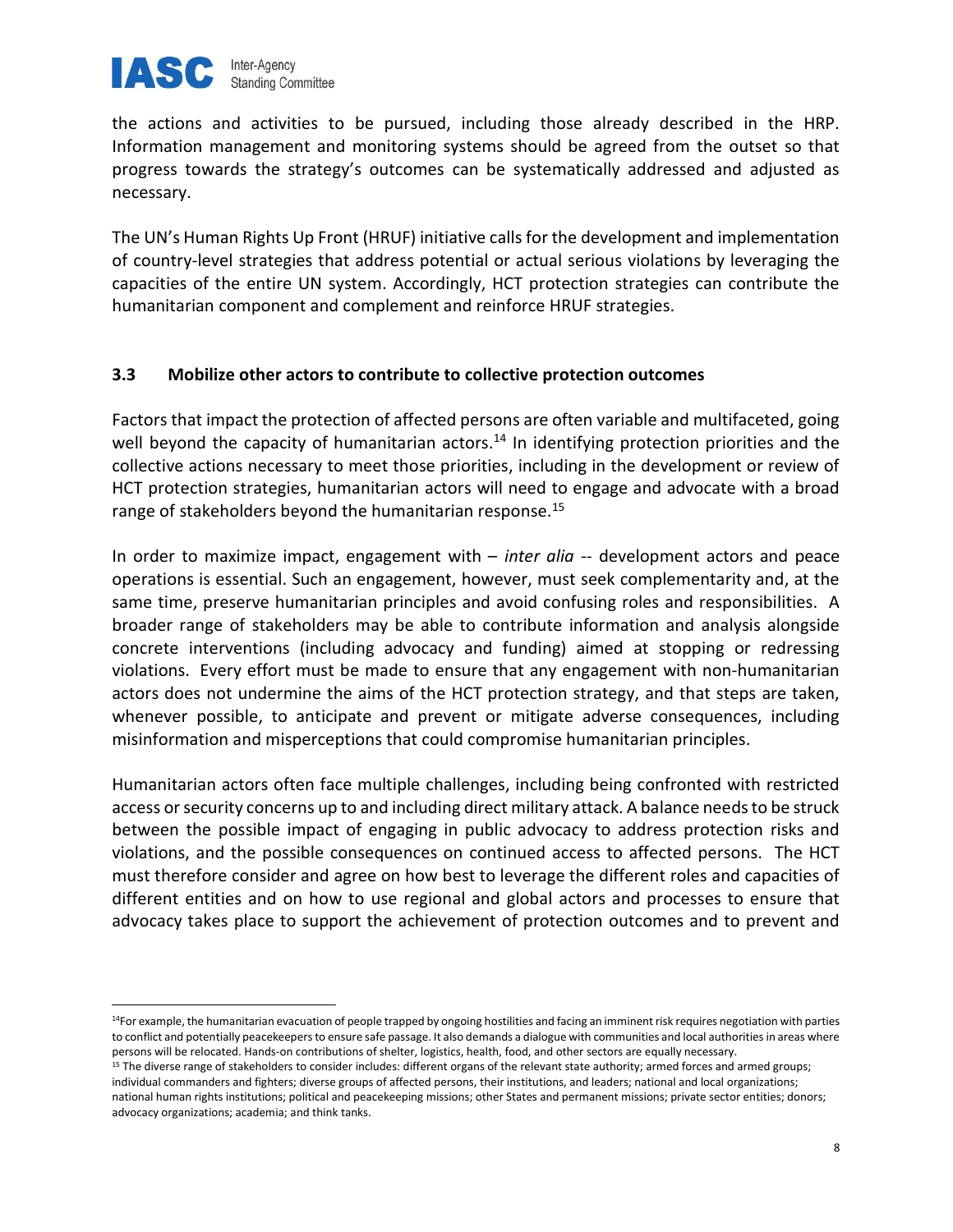the actions and activities to be pursued, including those already described in the HRP. Information management and monitoring systems should be agreed from the outset so that progress towards the strategy's outcomes can be systematically addressed and adjusted as necessary.

The UN's Human Rights Up Front (HRUF) initiative calls for the development and implementation of country-level strategies that address potential or actual serious violations by leveraging the capacities of the entire UN system. Accordingly, HCT protection strategies can contribute the humanitarian component and complement and reinforce HRUF strategies.

### 3.3 Mobilize other actors to contribute to collective protection outcomes

Factors that impact the protection of affected persons are often variable and multifaceted, going well beyond the capacity of humanitarian actors.[14] In identifying protection priorities and the collective actions necessary to meet those priorities, including in the development or review of HCT protection strategies, humanitarian actors will need to engage and advocate with a broad range of stakeholders beyond the humanitarian response.[15]

In order to maximize impact, engagement with – *inter alia* -- development actors and peace operations is essential. Such an engagement, however, must seek complementarity and, at the same time, preserve humanitarian principles and avoid confusing roles and responsibilities. A broader range of stakeholders may be able to contribute information and analysis alongside concrete interventions (including advocacy and funding) aimed at stopping or redressing violations. Every effort must be made to ensure that any engagement with non-humanitarian actors does not undermine the aims of the HCT protection strategy, and that steps are taken, whenever possible, to anticipate and prevent or mitigate adverse consequences, including misinformation and misperceptions that could compromise humanitarian principles.

Humanitarian actors often face multiple challenges, including being confronted with restricted access or security concerns up to and including direct military attack. A balance needs to be struck between the possible impact of engaging in public advocacy to address protection risks and violations, and the possible consequences on continued access to affected persons. The HCT must therefore consider and agree on how best to leverage the different roles and capacities of different entities and on how to use regional and global actors and processes to ensure that advocacy takes place to support the achievement of protection outcomes and to prevent and

---

[14] For example, the humanitarian evacuation of people trapped by ongoing hostilities and facing an imminent risk requires negotiation with parties to conflict and potentially peacekeepers to ensure safe passage. It also demands a dialogue with communities and local authorities in areas where persons will be relocated. Hands-on contributions of shelter, logistics, health, food, and other sectors are equally necessary.

[15] The diverse range of stakeholders to consider includes: different organs of the relevant state authority; armed forces and armed groups; individual commanders and fighters; diverse groups of affected persons, their institutions, and leaders; national and local organizations; national human rights institutions; political and peacekeeping missions; other States and permanent missions; private sector entities; donors; advocacy organizations; academia; and think tanks.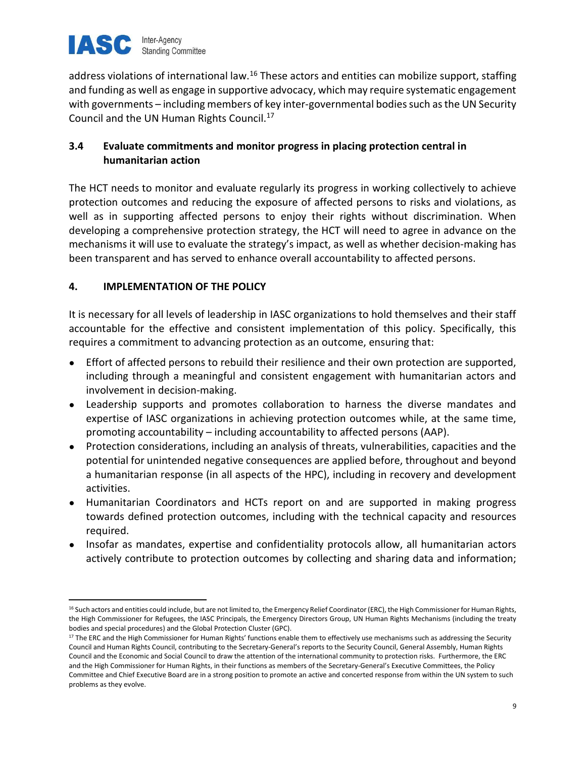address violations of international law.[16] These actors and entities can mobilize support, staffing and funding as well as engage in supportive advocacy, which may require systematic engagement with governments – including members of key inter-governmental bodies such as the UN Security Council and the UN Human Rights Council.[17]

### 3.4 Evaluate commitments and monitor progress in placing protection central in humanitarian action

The HCT needs to monitor and evaluate regularly its progress in working collectively to achieve protection outcomes and reducing the exposure of affected persons to risks and violations, as well as in supporting affected persons to enjoy their rights without discrimination. When developing a comprehensive protection strategy, the HCT will need to agree in advance on the mechanisms it will use to evaluate the strategy's impact, as well as whether decision-making has been transparent and has served to enhance overall accountability to affected persons.

## 4. IMPLEMENTATION OF THE POLICY

It is necessary for all levels of leadership in IASC organizations to hold themselves and their staff accountable for the effective and consistent implementation of this policy. Specifically, this requires a commitment to advancing protection as an outcome, ensuring that:

- Effort of affected persons to rebuild their resilience and their own protection are supported, including through a meaningful and consistent engagement with humanitarian actors and involvement in decision-making.
- Leadership supports and promotes collaboration to harness the diverse mandates and expertise of IASC organizations in achieving protection outcomes while, at the same time, promoting accountability – including accountability to affected persons (AAP).
- Protection considerations, including an analysis of threats, vulnerabilities, capacities and the potential for unintended negative consequences are applied before, throughout and beyond a humanitarian response (in all aspects of the HPC), including in recovery and development activities.
- Humanitarian Coordinators and HCTs report on and are supported in making progress towards defined protection outcomes, including with the technical capacity and resources required.
- Insofar as mandates, expertise and confidentiality protocols allow, all humanitarian actors actively contribute to protection outcomes by collecting and sharing data and information;

---

[16] Such actors and entities could include, but are not limited to, the Emergency Relief Coordinator (ERC), the High Commissioner for Human Rights, the High Commissioner for Refugees, the IASC Principals, the Emergency Directors Group, UN Human Rights Mechanisms (including the treaty bodies and special procedures) and the Global Protection Cluster (GPC).

[17] The ERC and the High Commissioner for Human Rights' functions enable them to effectively use mechanisms such as addressing the Security Council and Human Rights Council, contributing to the Secretary-General's reports to the Security Council, General Assembly, Human Rights Council and the Economic and Social Council to draw the attention of the international community to protection risks. Furthermore, the ERC and the High Commissioner for Human Rights, in their functions as members of the Secretary-General's Executive Committees, the Policy Committee and Chief Executive Board are in a strong position to promote an active and concerted response from within the UN system to such problems as they evolve.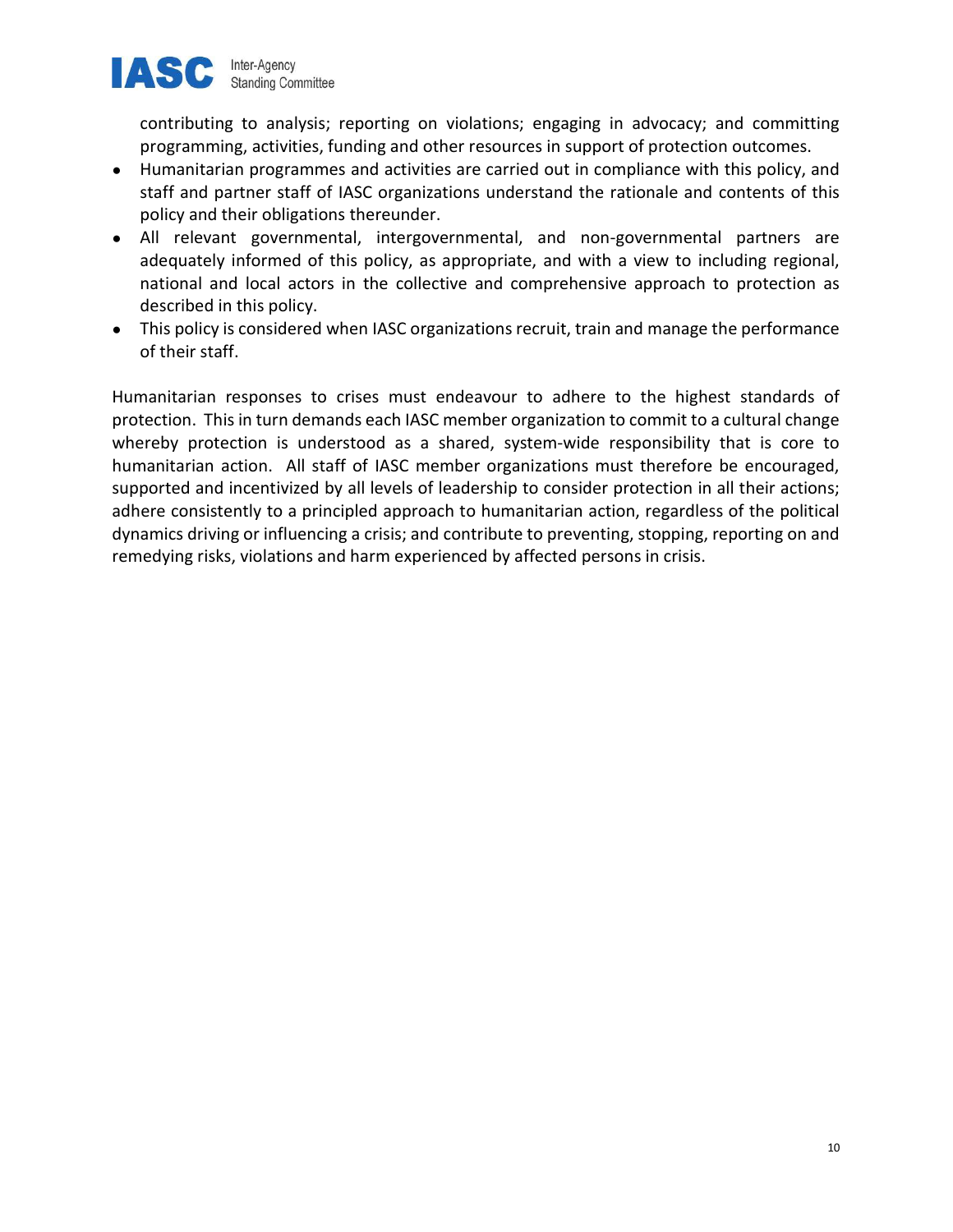contributing to analysis; reporting on violations; engaging in advocacy; and committing programming, activities, funding and other resources in support of protection outcomes.

- Humanitarian programmes and activities are carried out in compliance with this policy, and staff and partner staff of IASC organizations understand the rationale and contents of this policy and their obligations thereunder.
- All relevant governmental, intergovernmental, and non-governmental partners are adequately informed of this policy, as appropriate, and with a view to including regional, national and local actors in the collective and comprehensive approach to protection as described in this policy.
- This policy is considered when IASC organizations recruit, train and manage the performance of their staff.

Humanitarian responses to crises must endeavour to adhere to the highest standards of protection. This in turn demands each IASC member organization to commit to a cultural change whereby protection is understood as a shared, system-wide responsibility that is core to humanitarian action. All staff of IASC member organizations must therefore be encouraged, supported and incentivized by all levels of leadership to consider protection in all their actions; adhere consistently to a principled approach to humanitarian action, regardless of the political dynamics driving or influencing a crisis; and contribute to preventing, stopping, reporting on and remedying risks, violations and harm experienced by affected persons in crisis.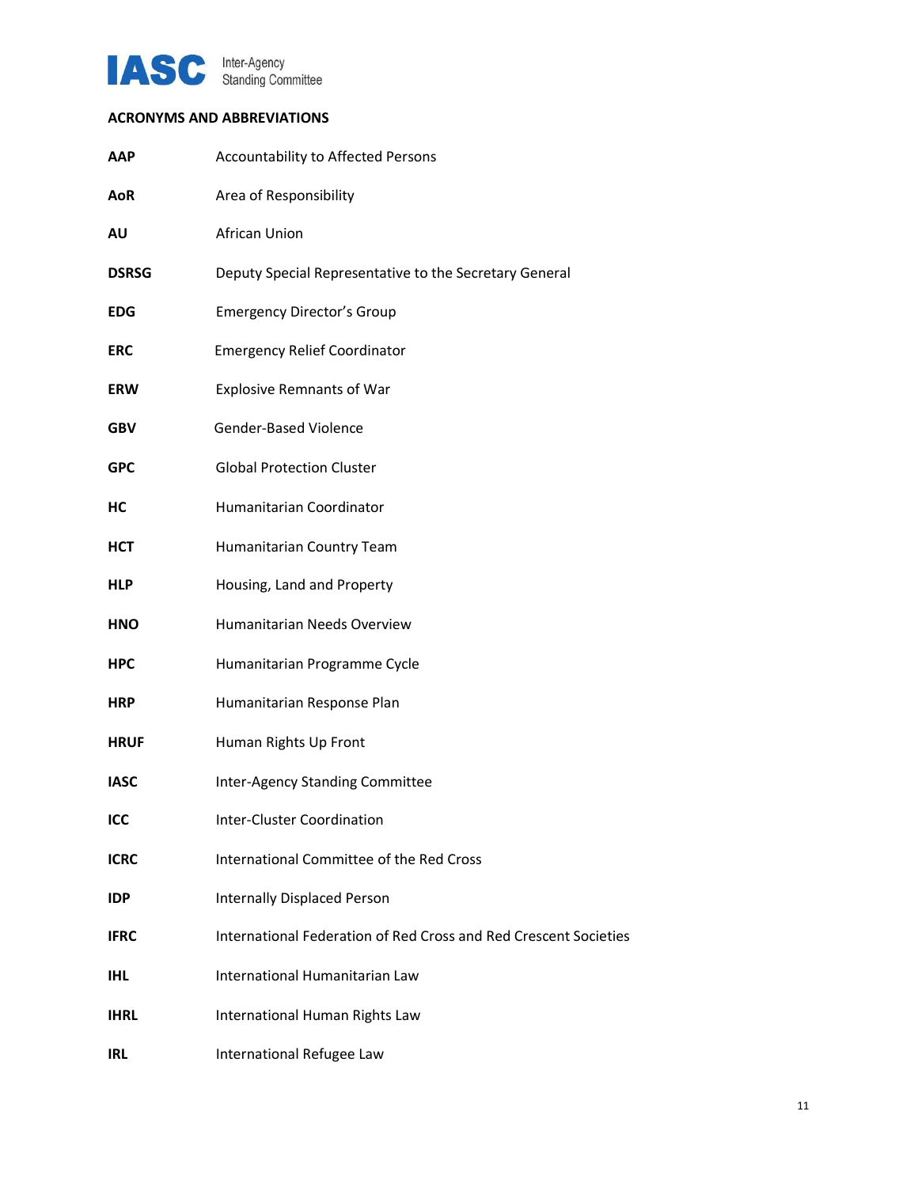## ACRONYMS AND ABBREVIATIONS

| | |
|---|---|
| **AAP** | Accountability to Affected Persons |
| **AoR** | Area of Responsibility |
| **AU** | African Union |
| **DSRSG** | Deputy Special Representative to the Secretary General |
| **EDG** | Emergency Director's Group |
| **ERC** | Emergency Relief Coordinator |
| **ERW** | Explosive Remnants of War |
| **GBV** | Gender-Based Violence |
| **GPC** | Global Protection Cluster |
| **HC** | Humanitarian Coordinator |
| **HCT** | Humanitarian Country Team |
| **HLP** | Housing, Land and Property |
| **HNO** | Humanitarian Needs Overview |
| **HPC** | Humanitarian Programme Cycle |
| **HRP** | Humanitarian Response Plan |
| **HRUF** | Human Rights Up Front |
| **IASC** | Inter-Agency Standing Committee |
| **ICC** | Inter-Cluster Coordination |
| **ICRC** | International Committee of the Red Cross |
| **IDP** | Internally Displaced Person |
| **IFRC** | International Federation of Red Cross and Red Crescent Societies |
| **IHL** | International Humanitarian Law |
| **IHRL** | International Human Rights Law |
| **IRL** | International Refugee Law |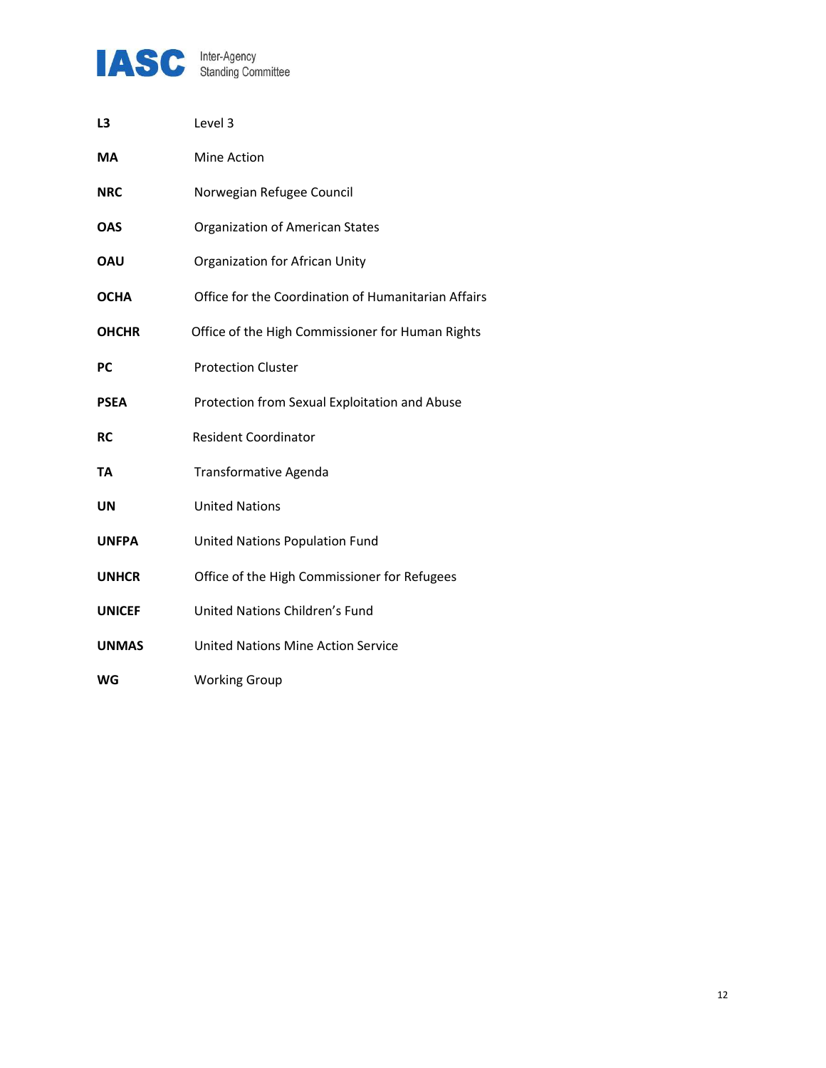| | |
|---|---|
| **L3** | Level 3 |
| **MA** | Mine Action |
| **NRC** | Norwegian Refugee Council |
| **OAS** | Organization of American States |
| **OAU** | Organization for African Unity |
| **OCHA** | Office for the Coordination of Humanitarian Affairs |
| **OHCHR** | Office of the High Commissioner for Human Rights |
| **PC** | Protection Cluster |
| **PSEA** | Protection from Sexual Exploitation and Abuse |
| **RC** | Resident Coordinator |
| **TA** | Transformative Agenda |
| **UN** | United Nations |
| **UNFPA** | United Nations Population Fund |
| **UNHCR** | Office of the High Commissioner for Refugees |
| **UNICEF** | United Nations Children's Fund |
| **UNMAS** | United Nations Mine Action Service |
| **WG** | Working Group |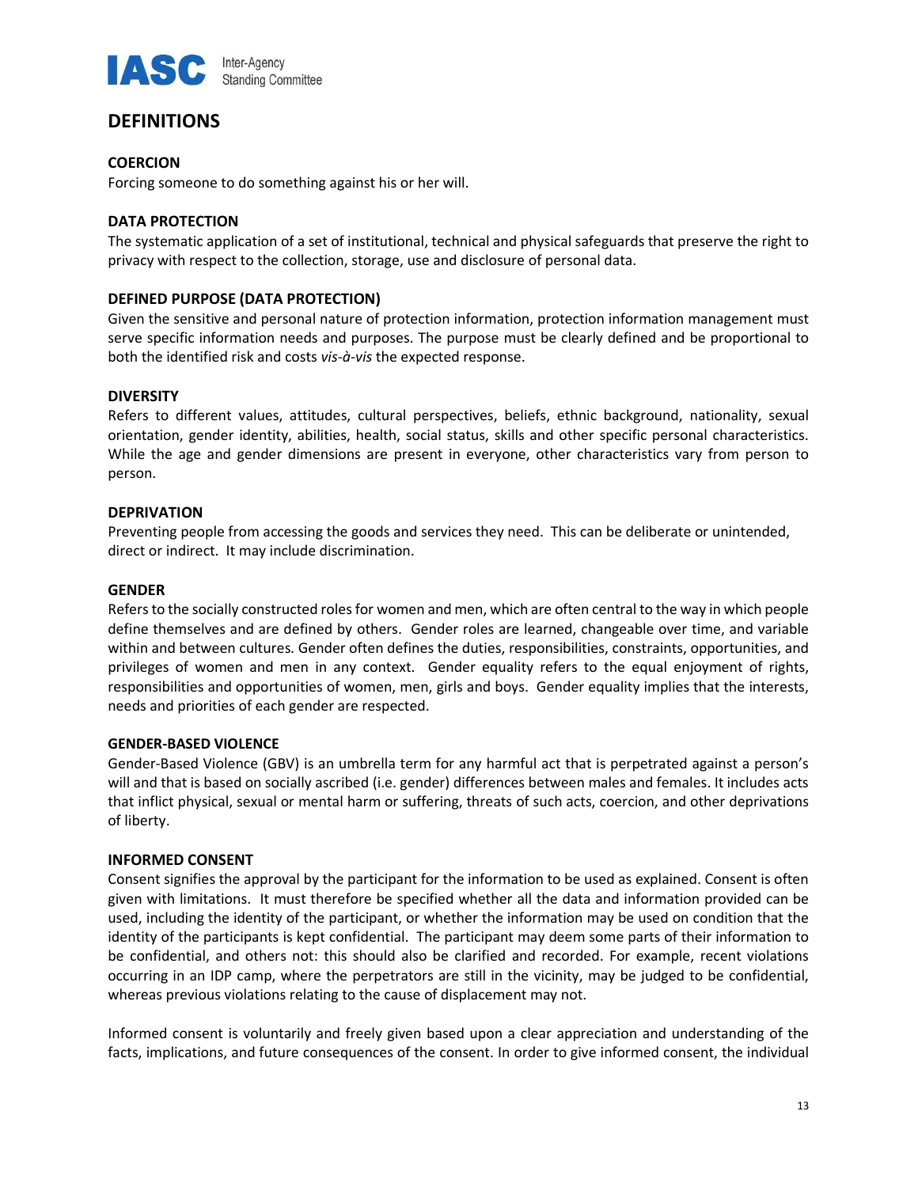## DEFINITIONS

### COERCION

Forcing someone to do something against his or her will.

### DATA PROTECTION

The systematic application of a set of institutional, technical and physical safeguards that preserve the right to privacy with respect to the collection, storage, use and disclosure of personal data.

### DEFINED PURPOSE (DATA PROTECTION)

Given the sensitive and personal nature of protection information, protection information management must serve specific information needs and purposes. The purpose must be clearly defined and be proportional to both the identified risk and costs *vis-à-vis* the expected response.

### DIVERSITY

Refers to different values, attitudes, cultural perspectives, beliefs, ethnic background, nationality, sexual orientation, gender identity, abilities, health, social status, skills and other specific personal characteristics. While the age and gender dimensions are present in everyone, other characteristics vary from person to person.

### DEPRIVATION

Preventing people from accessing the goods and services they need. This can be deliberate or unintended, direct or indirect. It may include discrimination.

### GENDER

Refers to the socially constructed roles for women and men, which are often central to the way in which people define themselves and are defined by others. Gender roles are learned, changeable over time, and variable within and between cultures. Gender often defines the duties, responsibilities, constraints, opportunities, and privileges of women and men in any context. Gender equality refers to the equal enjoyment of rights, responsibilities and opportunities of women, men, girls and boys. Gender equality implies that the interests, needs and priorities of each gender are respected.

### GENDER-BASED VIOLENCE

Gender-Based Violence (GBV) is an umbrella term for any harmful act that is perpetrated against a person's will and that is based on socially ascribed (i.e. gender) differences between males and females. It includes acts that inflict physical, sexual or mental harm or suffering, threats of such acts, coercion, and other deprivations of liberty.

### INFORMED CONSENT

Consent signifies the approval by the participant for the information to be used as explained. Consent is often given with limitations. It must therefore be specified whether all the data and information provided can be used, including the identity of the participant, or whether the information may be used on condition that the identity of the participants is kept confidential. The participant may deem some parts of their information to be confidential, and others not: this should also be clarified and recorded. For example, recent violations occurring in an IDP camp, where the perpetrators are still in the vicinity, may be judged to be confidential, whereas previous violations relating to the cause of displacement may not.

Informed consent is voluntarily and freely given based upon a clear appreciation and understanding of the facts, implications, and future consequences of the consent. In order to give informed consent, the individual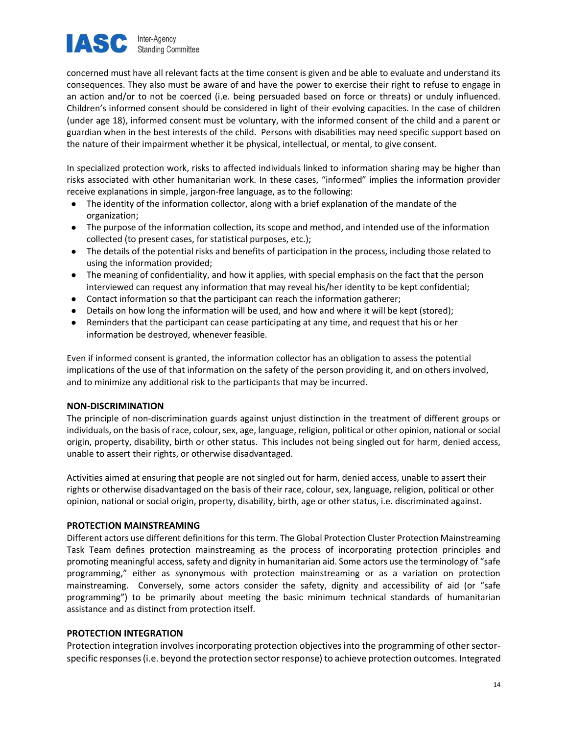concerned must have all relevant facts at the time consent is given and be able to evaluate and understand its consequences. They also must be aware of and have the power to exercise their right to refuse to engage in an action and/or to not be coerced (i.e. being persuaded based on force or threats) or unduly influenced. Children's informed consent should be considered in light of their evolving capacities. In the case of children (under age 18), informed consent must be voluntary, with the informed consent of the child and a parent or guardian when in the best interests of the child. Persons with disabilities may need specific support based on the nature of their impairment whether it be physical, intellectual, or mental, to give consent.

In specialized protection work, risks to affected individuals linked to information sharing may be higher than risks associated with other humanitarian work. In these cases, "informed" implies the information provider receive explanations in simple, jargon-free language, as to the following:

- The identity of the information collector, along with a brief explanation of the mandate of the organization;
- The purpose of the information collection, its scope and method, and intended use of the information collected (to present cases, for statistical purposes, etc.);
- The details of the potential risks and benefits of participation in the process, including those related to using the information provided;
- The meaning of confidentiality, and how it applies, with special emphasis on the fact that the person interviewed can request any information that may reveal his/her identity to be kept confidential;
- Contact information so that the participant can reach the information gatherer;
- Details on how long the information will be used, and how and where it will be kept (stored);
- Reminders that the participant can cease participating at any time, and request that his or her information be destroyed, whenever feasible.

Even if informed consent is granted, the information collector has an obligation to assess the potential implications of the use of that information on the safety of the person providing it, and on others involved, and to minimize any additional risk to the participants that may be incurred.

**NON-DISCRIMINATION**

The principle of non-discrimination guards against unjust distinction in the treatment of different groups or individuals, on the basis of race, colour, sex, age, language, religion, political or other opinion, national or social origin, property, disability, birth or other status. This includes not being singled out for harm, denied access, unable to assert their rights, or otherwise disadvantaged.

Activities aimed at ensuring that people are not singled out for harm, denied access, unable to assert their rights or otherwise disadvantaged on the basis of their race, colour, sex, language, religion, political or other opinion, national or social origin, property, disability, birth, age or other status, i.e. discriminated against.

**PROTECTION MAINSTREAMING**

Different actors use different definitions for this term. The Global Protection Cluster Protection Mainstreaming Task Team defines protection mainstreaming as the process of incorporating protection principles and promoting meaningful access, safety and dignity in humanitarian aid. Some actors use the terminology of "safe programming," either as synonymous with protection mainstreaming or as a variation on protection mainstreaming. Conversely, some actors consider the safety, dignity and accessibility of aid (or "safe programming") to be primarily about meeting the basic minimum technical standards of humanitarian assistance and as distinct from protection itself.

**PROTECTION INTEGRATION**

Protection integration involves incorporating protection objectives into the programming of other sector-specific responses (i.e. beyond the protection sector response) to achieve protection outcomes. Integrated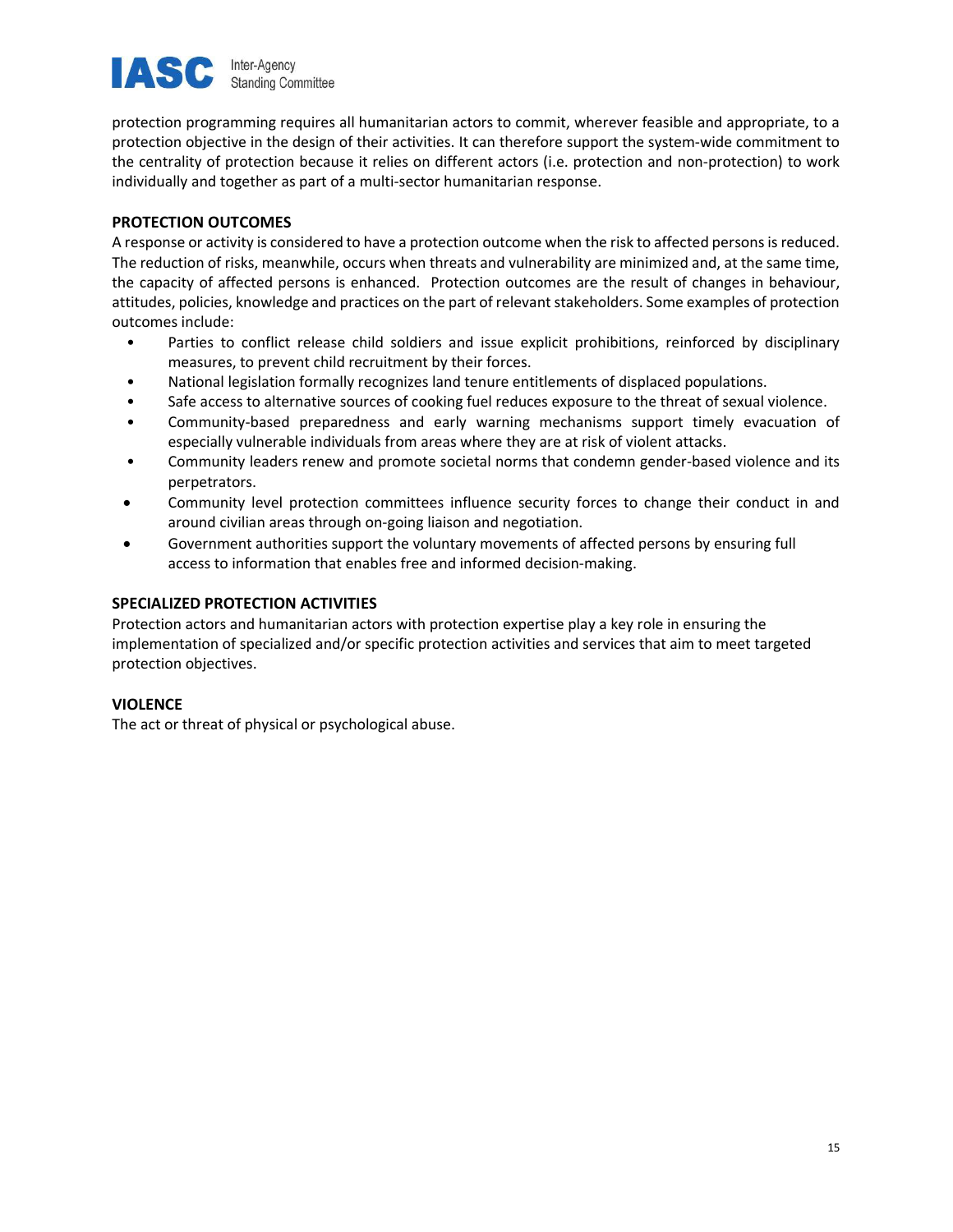protection programming requires all humanitarian actors to commit, wherever feasible and appropriate, to a protection objective in the design of their activities. It can therefore support the system-wide commitment to the centrality of protection because it relies on different actors (i.e. protection and non-protection) to work individually and together as part of a multi-sector humanitarian response.

### PROTECTION OUTCOMES

A response or activity is considered to have a protection outcome when the risk to affected persons is reduced. The reduction of risks, meanwhile, occurs when threats and vulnerability are minimized and, at the same time, the capacity of affected persons is enhanced. Protection outcomes are the result of changes in behaviour, attitudes, policies, knowledge and practices on the part of relevant stakeholders. Some examples of protection outcomes include:

- Parties to conflict release child soldiers and issue explicit prohibitions, reinforced by disciplinary measures, to prevent child recruitment by their forces.
- National legislation formally recognizes land tenure entitlements of displaced populations.
- Safe access to alternative sources of cooking fuel reduces exposure to the threat of sexual violence.
- Community-based preparedness and early warning mechanisms support timely evacuation of especially vulnerable individuals from areas where they are at risk of violent attacks.
- Community leaders renew and promote societal norms that condemn gender-based violence and its perpetrators.
- Community level protection committees influence security forces to change their conduct in and around civilian areas through on-going liaison and negotiation.
- Government authorities support the voluntary movements of affected persons by ensuring full access to information that enables free and informed decision-making.

### SPECIALIZED PROTECTION ACTIVITIES

Protection actors and humanitarian actors with protection expertise play a key role in ensuring the implementation of specialized and/or specific protection activities and services that aim to meet targeted protection objectives.

### VIOLENCE

The act or threat of physical or psychological abuse.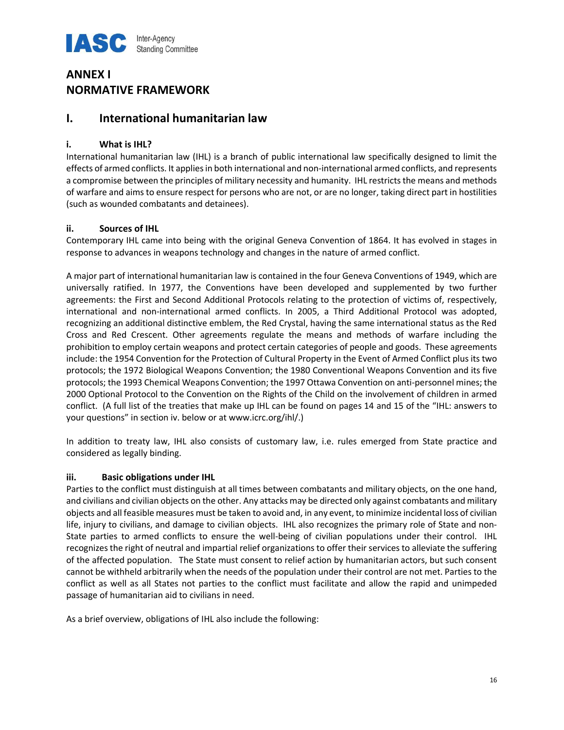# ANNEX I
# NORMATIVE FRAMEWORK

## I. International humanitarian law

### i. What is IHL?

International humanitarian law (IHL) is a branch of public international law specifically designed to limit the effects of armed conflicts. It applies in both international and non-international armed conflicts, and represents a compromise between the principles of military necessity and humanity. IHL restricts the means and methods of warfare and aims to ensure respect for persons who are not, or are no longer, taking direct part in hostilities (such as wounded combatants and detainees).

### ii. Sources of IHL

Contemporary IHL came into being with the original Geneva Convention of 1864. It has evolved in stages in response to advances in weapons technology and changes in the nature of armed conflict.

A major part of international humanitarian law is contained in the four Geneva Conventions of 1949, which are universally ratified. In 1977, the Conventions have been developed and supplemented by two further agreements: the First and Second Additional Protocols relating to the protection of victims of, respectively, international and non-international armed conflicts. In 2005, a Third Additional Protocol was adopted, recognizing an additional distinctive emblem, the Red Crystal, having the same international status as the Red Cross and Red Crescent. Other agreements regulate the means and methods of warfare including the prohibition to employ certain weapons and protect certain categories of people and goods. These agreements include: the 1954 Convention for the Protection of Cultural Property in the Event of Armed Conflict plus its two protocols; the 1972 Biological Weapons Convention; the 1980 Conventional Weapons Convention and its five protocols; the 1993 Chemical Weapons Convention; the 1997 Ottawa Convention on anti-personnel mines; the 2000 Optional Protocol to the Convention on the Rights of the Child on the involvement of children in armed conflict. (A full list of the treaties that make up IHL can be found on pages 14 and 15 of the "IHL: answers to your questions" in section iv. below or at www.icrc.org/ihl/.)

In addition to treaty law, IHL also consists of customary law, i.e. rules emerged from State practice and considered as legally binding.

### iii. Basic obligations under IHL

Parties to the conflict must distinguish at all times between combatants and military objects, on the one hand, and civilians and civilian objects on the other. Any attacks may be directed only against combatants and military objects and all feasible measures must be taken to avoid and, in any event, to minimize incidental loss of civilian life, injury to civilians, and damage to civilian objects. IHL also recognizes the primary role of State and non-State parties to armed conflicts to ensure the well-being of civilian populations under their control. IHL recognizes the right of neutral and impartial relief organizations to offer their services to alleviate the suffering of the affected population. The State must consent to relief action by humanitarian actors, but such consent cannot be withheld arbitrarily when the needs of the population under their control are not met. Parties to the conflict as well as all States not parties to the conflict must facilitate and allow the rapid and unimpeded passage of humanitarian aid to civilians in need.

As a brief overview, obligations of IHL also include the following: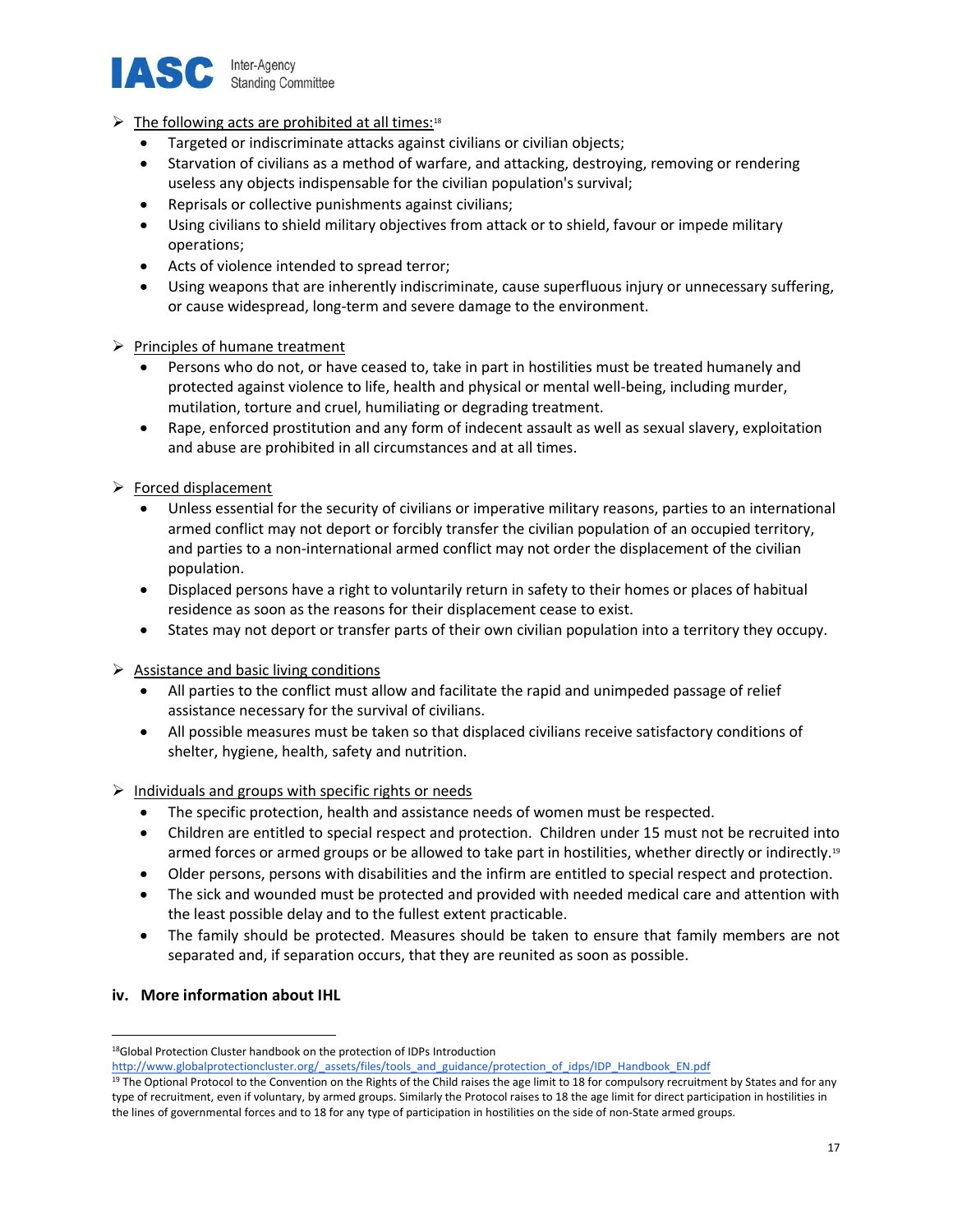- The following acts are prohibited at all times:[18]
  - Targeted or indiscriminate attacks against civilians or civilian objects;
  - Starvation of civilians as a method of warfare, and attacking, destroying, removing or rendering useless any objects indispensable for the civilian population's survival;
  - Reprisals or collective punishments against civilians;
  - Using civilians to shield military objectives from attack or to shield, favour or impede military operations;
  - Acts of violence intended to spread terror;
  - Using weapons that are inherently indiscriminate, cause superfluous injury or unnecessary suffering, or cause widespread, long-term and severe damage to the environment.

- Principles of humane treatment
  - Persons who do not, or have ceased to, take in part in hostilities must be treated humanely and protected against violence to life, health and physical or mental well-being, including murder, mutilation, torture and cruel, humiliating or degrading treatment.
  - Rape, enforced prostitution and any form of indecent assault as well as sexual slavery, exploitation and abuse are prohibited in all circumstances and at all times.

- Forced displacement
  - Unless essential for the security of civilians or imperative military reasons, parties to an international armed conflict may not deport or forcibly transfer the civilian population of an occupied territory, and parties to a non-international armed conflict may not order the displacement of the civilian population.
  - Displaced persons have a right to voluntarily return in safety to their homes or places of habitual residence as soon as the reasons for their displacement cease to exist.
  - States may not deport or transfer parts of their own civilian population into a territory they occupy.

- Assistance and basic living conditions
  - All parties to the conflict must allow and facilitate the rapid and unimpeded passage of relief assistance necessary for the survival of civilians.
  - All possible measures must be taken so that displaced civilians receive satisfactory conditions of shelter, hygiene, health, safety and nutrition.

- Individuals and groups with specific rights or needs
  - The specific protection, health and assistance needs of women must be respected.
  - Children are entitled to special respect and protection. Children under 15 must not be recruited into armed forces or armed groups or be allowed to take part in hostilities, whether directly or indirectly.[19]
  - Older persons, persons with disabilities and the infirm are entitled to special respect and protection.
  - The sick and wounded must be protected and provided with needed medical care and attention with the least possible delay and to the fullest extent practicable.
  - The family should be protected. Measures should be taken to ensure that family members are not separated and, if separation occurs, that they are reunited as soon as possible.

### iv. More information about IHL

---

[18] Global Protection Cluster handbook on the protection of IDPs Introduction http://www.globalprotectioncluster.org/_assets/files/tools_and_guidance/protection_of_idps/IDP_Handbook_EN.pdf

[19] The Optional Protocol to the Convention on the Rights of the Child raises the age limit to 18 for compulsory recruitment by States and for any type of recruitment, even if voluntary, by armed groups. Similarly the Protocol raises to 18 the age limit for direct participation in hostilities in the lines of governmental forces and to 18 for any type of participation in hostilities on the side of non-State armed groups.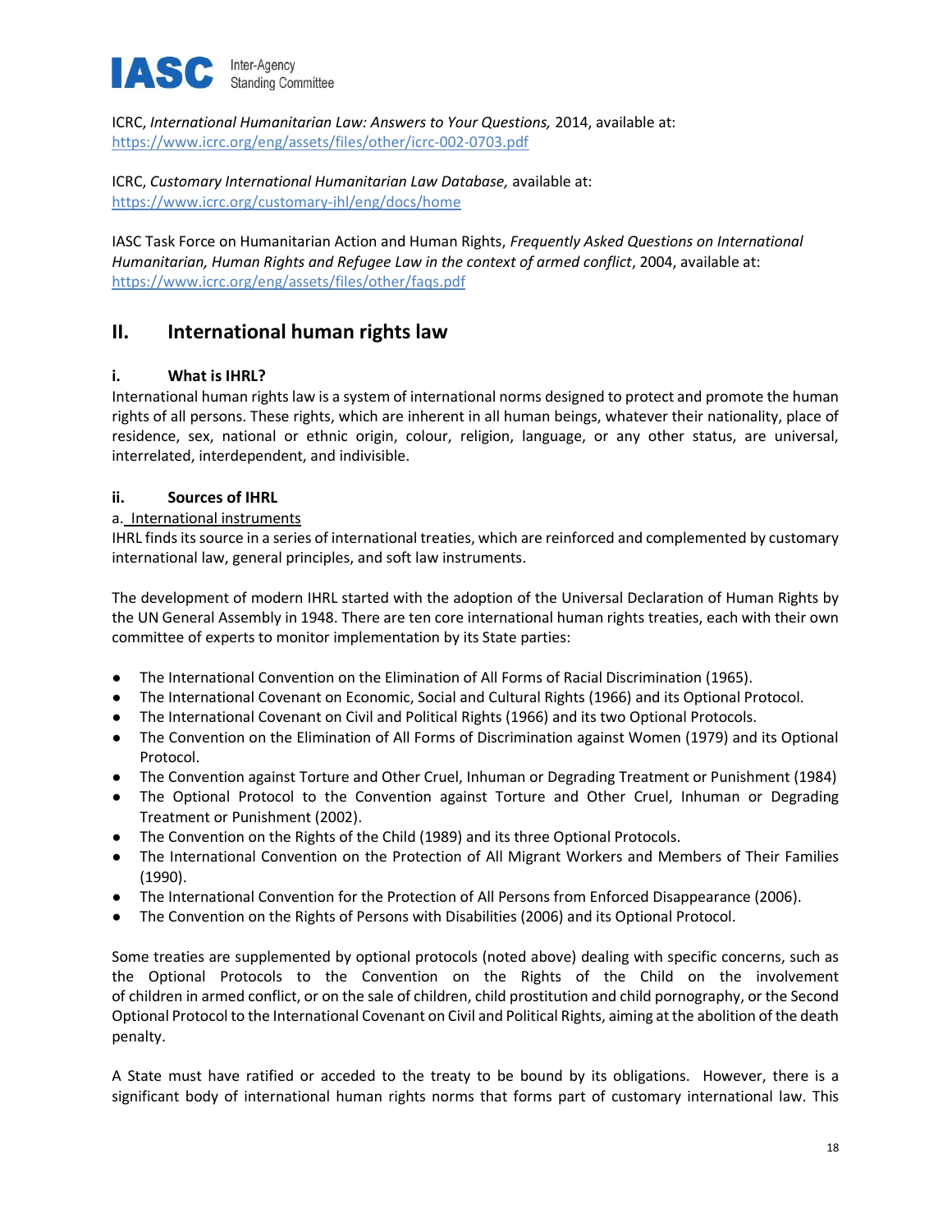ICRC, *International Humanitarian Law: Answers to Your Questions,* 2014, available at: https://www.icrc.org/eng/assets/files/other/icrc-002-0703.pdf

ICRC, *Customary International Humanitarian Law Database,* available at: https://www.icrc.org/customary-ihl/eng/docs/home

IASC Task Force on Humanitarian Action and Human Rights, *Frequently Asked Questions on International Humanitarian, Human Rights and Refugee Law in the context of armed conflict*, 2004, available at: https://www.icrc.org/eng/assets/files/other/faqs.pdf

## II. International human rights law

### i. What is IHRL?

International human rights law is a system of international norms designed to protect and promote the human rights of all persons. These rights, which are inherent in all human beings, whatever their nationality, place of residence, sex, national or ethnic origin, colour, religion, language, or any other status, are universal, interrelated, interdependent, and indivisible.

### ii. Sources of IHRL

a. International instruments

IHRL finds its source in a series of international treaties, which are reinforced and complemented by customary international law, general principles, and soft law instruments.

The development of modern IHRL started with the adoption of the Universal Declaration of Human Rights by the UN General Assembly in 1948. There are ten core international human rights treaties, each with their own committee of experts to monitor implementation by its State parties:

- The International Convention on the Elimination of All Forms of Racial Discrimination (1965).
- The International Covenant on Economic, Social and Cultural Rights (1966) and its Optional Protocol.
- The International Covenant on Civil and Political Rights (1966) and its two Optional Protocols.
- The Convention on the Elimination of All Forms of Discrimination against Women (1979) and its Optional Protocol.
- The Convention against Torture and Other Cruel, Inhuman or Degrading Treatment or Punishment (1984)
- The Optional Protocol to the Convention against Torture and Other Cruel, Inhuman or Degrading Treatment or Punishment (2002).
- The Convention on the Rights of the Child (1989) and its three Optional Protocols.
- The International Convention on the Protection of All Migrant Workers and Members of Their Families (1990).
- The International Convention for the Protection of All Persons from Enforced Disappearance (2006).
- The Convention on the Rights of Persons with Disabilities (2006) and its Optional Protocol.

Some treaties are supplemented by optional protocols (noted above) dealing with specific concerns, such as the Optional Protocols to the Convention on the Rights of the Child on the involvement of children in armed conflict, or on the sale of children, child prostitution and child pornography, or the Second Optional Protocol to the International Covenant on Civil and Political Rights, aiming at the abolition of the death penalty.

A State must have ratified or acceded to the treaty to be bound by its obligations. However, there is a significant body of international human rights norms that forms part of customary international law. This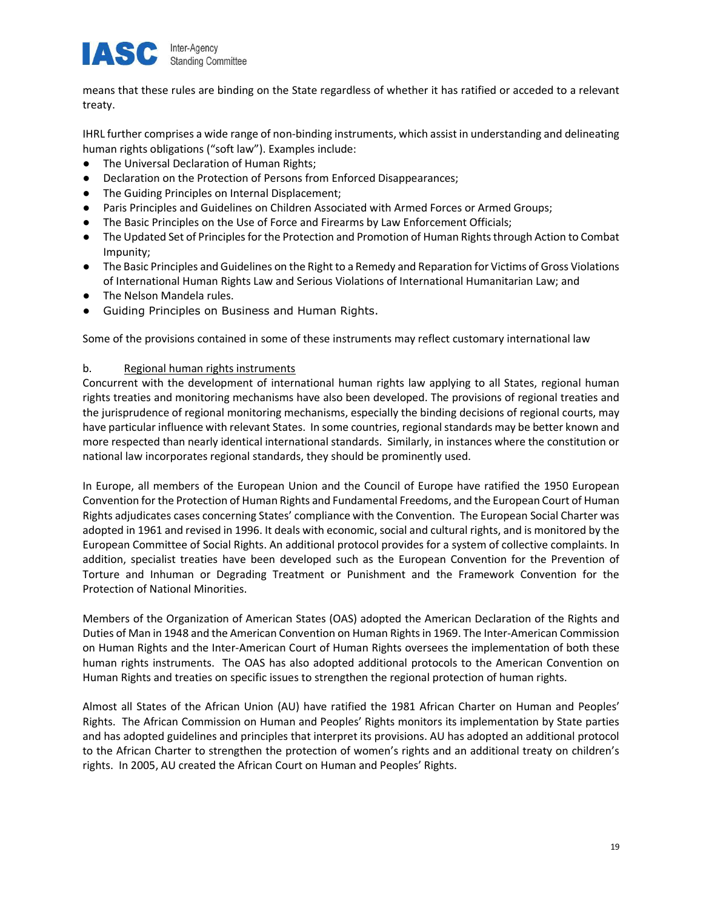means that these rules are binding on the State regardless of whether it has ratified or acceded to a relevant treaty.

IHRL further comprises a wide range of non-binding instruments, which assist in understanding and delineating human rights obligations ("soft law"). Examples include:

- The Universal Declaration of Human Rights;
- Declaration on the Protection of Persons from Enforced Disappearances;
- The Guiding Principles on Internal Displacement;
- Paris Principles and Guidelines on Children Associated with Armed Forces or Armed Groups;
- The Basic Principles on the Use of Force and Firearms by Law Enforcement Officials;
- The Updated Set of Principles for the Protection and Promotion of Human Rights through Action to Combat Impunity;
- The Basic Principles and Guidelines on the Right to a Remedy and Reparation for Victims of Gross Violations of International Human Rights Law and Serious Violations of International Humanitarian Law; and
- The Nelson Mandela rules.
- Guiding Principles on Business and Human Rights.

Some of the provisions contained in some of these instruments may reflect customary international law

b. Regional human rights instruments

Concurrent with the development of international human rights law applying to all States, regional human rights treaties and monitoring mechanisms have also been developed. The provisions of regional treaties and the jurisprudence of regional monitoring mechanisms, especially the binding decisions of regional courts, may have particular influence with relevant States. In some countries, regional standards may be better known and more respected than nearly identical international standards. Similarly, in instances where the constitution or national law incorporates regional standards, they should be prominently used.

In Europe, all members of the European Union and the Council of Europe have ratified the 1950 European Convention for the Protection of Human Rights and Fundamental Freedoms, and the European Court of Human Rights adjudicates cases concerning States' compliance with the Convention. The European Social Charter was adopted in 1961 and revised in 1996. It deals with economic, social and cultural rights, and is monitored by the European Committee of Social Rights. An additional protocol provides for a system of collective complaints. In addition, specialist treaties have been developed such as the European Convention for the Prevention of Torture and Inhuman or Degrading Treatment or Punishment and the Framework Convention for the Protection of National Minorities.

Members of the Organization of American States (OAS) adopted the American Declaration of the Rights and Duties of Man in 1948 and the American Convention on Human Rights in 1969. The Inter-American Commission on Human Rights and the Inter-American Court of Human Rights oversees the implementation of both these human rights instruments. The OAS has also adopted additional protocols to the American Convention on Human Rights and treaties on specific issues to strengthen the regional protection of human rights.

Almost all States of the African Union (AU) have ratified the 1981 African Charter on Human and Peoples' Rights. The African Commission on Human and Peoples' Rights monitors its implementation by State parties and has adopted guidelines and principles that interpret its provisions. AU has adopted an additional protocol to the African Charter to strengthen the protection of women's rights and an additional treaty on children's rights. In 2005, AU created the African Court on Human and Peoples' Rights.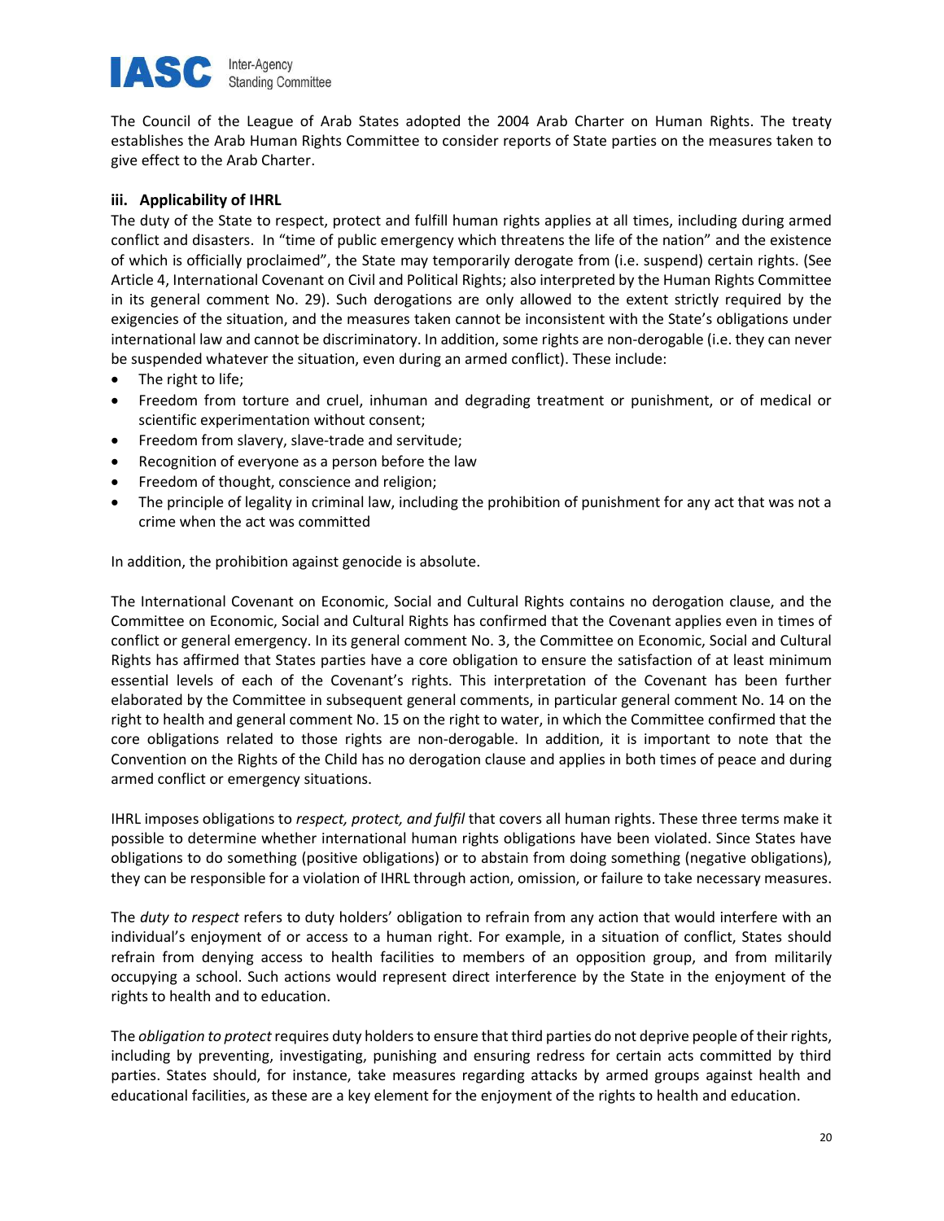The Council of the League of Arab States adopted the 2004 Arab Charter on Human Rights. The treaty establishes the Arab Human Rights Committee to consider reports of State parties on the measures taken to give effect to the Arab Charter.

### iii. Applicability of IHRL

The duty of the State to respect, protect and fulfill human rights applies at all times, including during armed conflict and disasters. In "time of public emergency which threatens the life of the nation" and the existence of which is officially proclaimed", the State may temporarily derogate from (i.e. suspend) certain rights. (See Article 4, International Covenant on Civil and Political Rights; also interpreted by the Human Rights Committee in its general comment No. 29). Such derogations are only allowed to the extent strictly required by the exigencies of the situation, and the measures taken cannot be inconsistent with the State's obligations under international law and cannot be discriminatory. In addition, some rights are non-derogable (i.e. they can never be suspended whatever the situation, even during an armed conflict). These include:

- The right to life;
- Freedom from torture and cruel, inhuman and degrading treatment or punishment, or of medical or scientific experimentation without consent;
- Freedom from slavery, slave-trade and servitude;
- Recognition of everyone as a person before the law
- Freedom of thought, conscience and religion;
- The principle of legality in criminal law, including the prohibition of punishment for any act that was not a crime when the act was committed

In addition, the prohibition against genocide is absolute.

The International Covenant on Economic, Social and Cultural Rights contains no derogation clause, and the Committee on Economic, Social and Cultural Rights has confirmed that the Covenant applies even in times of conflict or general emergency. In its general comment No. 3, the Committee on Economic, Social and Cultural Rights has affirmed that States parties have a core obligation to ensure the satisfaction of at least minimum essential levels of each of the Covenant's rights. This interpretation of the Covenant has been further elaborated by the Committee in subsequent general comments, in particular general comment No. 14 on the right to health and general comment No. 15 on the right to water, in which the Committee confirmed that the core obligations related to those rights are non-derogable. In addition, it is important to note that the Convention on the Rights of the Child has no derogation clause and applies in both times of peace and during armed conflict or emergency situations.

IHRL imposes obligations to *respect, protect, and fulfil* that covers all human rights. These three terms make it possible to determine whether international human rights obligations have been violated. Since States have obligations to do something (positive obligations) or to abstain from doing something (negative obligations), they can be responsible for a violation of IHRL through action, omission, or failure to take necessary measures.

The *duty to respect* refers to duty holders' obligation to refrain from any action that would interfere with an individual's enjoyment of or access to a human right. For example, in a situation of conflict, States should refrain from denying access to health facilities to members of an opposition group, and from militarily occupying a school. Such actions would represent direct interference by the State in the enjoyment of the rights to health and to education.

The *obligation to protect* requires duty holders to ensure that third parties do not deprive people of their rights, including by preventing, investigating, punishing and ensuring redress for certain acts committed by third parties. States should, for instance, take measures regarding attacks by armed groups against health and educational facilities, as these are a key element for the enjoyment of the rights to health and education.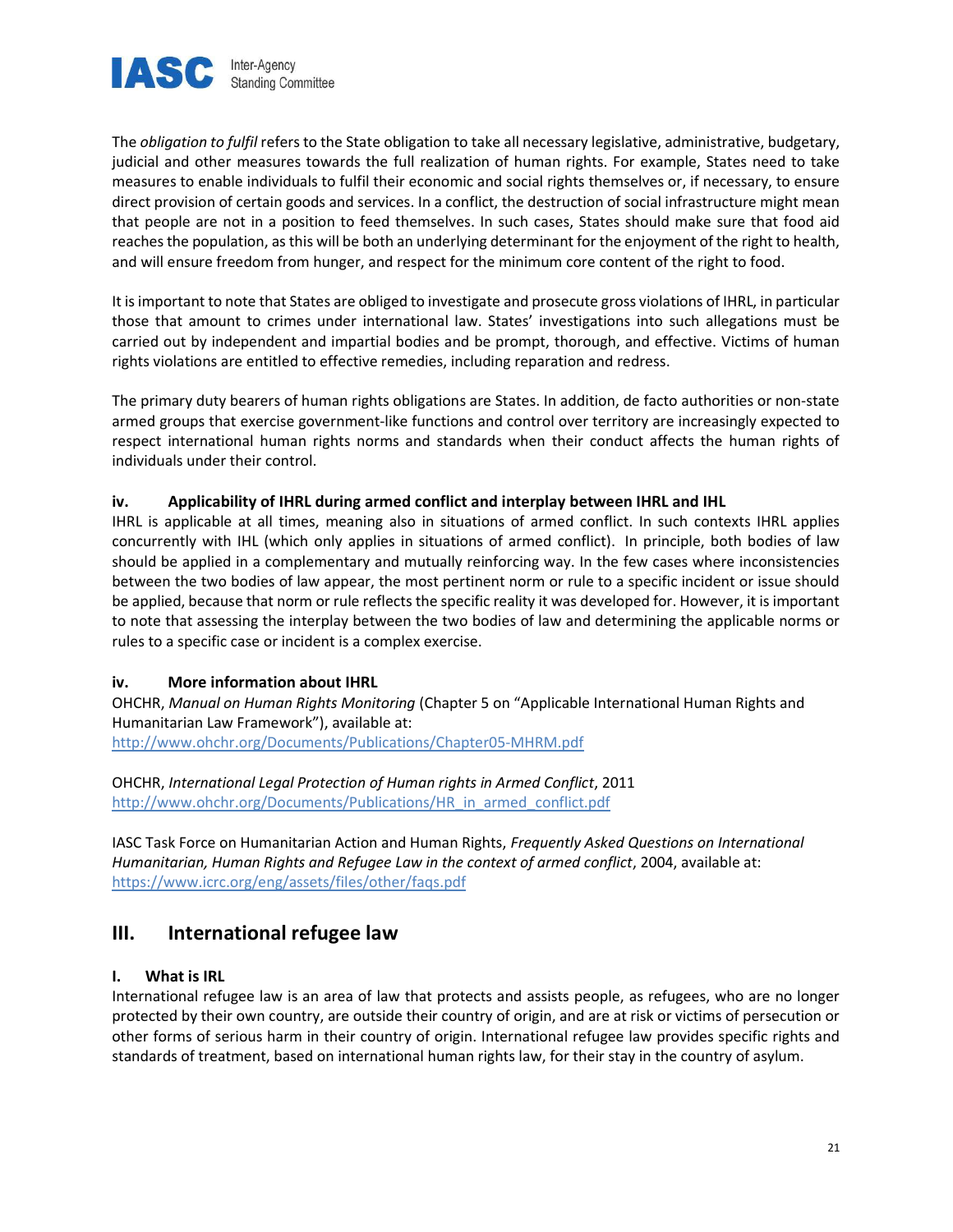The *obligation to fulfil* refers to the State obligation to take all necessary legislative, administrative, budgetary, judicial and other measures towards the full realization of human rights. For example, States need to take measures to enable individuals to fulfil their economic and social rights themselves or, if necessary, to ensure direct provision of certain goods and services. In a conflict, the destruction of social infrastructure might mean that people are not in a position to feed themselves. In such cases, States should make sure that food aid reaches the population, as this will be both an underlying determinant for the enjoyment of the right to health, and will ensure freedom from hunger, and respect for the minimum core content of the right to food.

It is important to note that States are obliged to investigate and prosecute gross violations of IHRL, in particular those that amount to crimes under international law. States' investigations into such allegations must be carried out by independent and impartial bodies and be prompt, thorough, and effective. Victims of human rights violations are entitled to effective remedies, including reparation and redress.

The primary duty bearers of human rights obligations are States. In addition, de facto authorities or non-state armed groups that exercise government-like functions and control over territory are increasingly expected to respect international human rights norms and standards when their conduct affects the human rights of individuals under their control.

### iv. Applicability of IHRL during armed conflict and interplay between IHRL and IHL

IHRL is applicable at all times, meaning also in situations of armed conflict. In such contexts IHRL applies concurrently with IHL (which only applies in situations of armed conflict). In principle, both bodies of law should be applied in a complementary and mutually reinforcing way. In the few cases where inconsistencies between the two bodies of law appear, the most pertinent norm or rule to a specific incident or issue should be applied, because that norm or rule reflects the specific reality it was developed for. However, it is important to note that assessing the interplay between the two bodies of law and determining the applicable norms or rules to a specific case or incident is a complex exercise.

### iv. More information about IHRL

OHCHR, *Manual on Human Rights Monitoring* (Chapter 5 on "Applicable International Human Rights and Humanitarian Law Framework"), available at:
http://www.ohchr.org/Documents/Publications/Chapter05-MHRM.pdf

OHCHR, *International Legal Protection of Human rights in Armed Conflict*, 2011
http://www.ohchr.org/Documents/Publications/HR_in_armed_conflict.pdf

IASC Task Force on Humanitarian Action and Human Rights, *Frequently Asked Questions on International Humanitarian, Human Rights and Refugee Law in the context of armed conflict*, 2004, available at:
https://www.icrc.org/eng/assets/files/other/faqs.pdf

## III. International refugee law

### I. What is IRL

International refugee law is an area of law that protects and assists people, as refugees, who are no longer protected by their own country, are outside their country of origin, and are at risk or victims of persecution or other forms of serious harm in their country of origin. International refugee law provides specific rights and standards of treatment, based on international human rights law, for their stay in the country of asylum.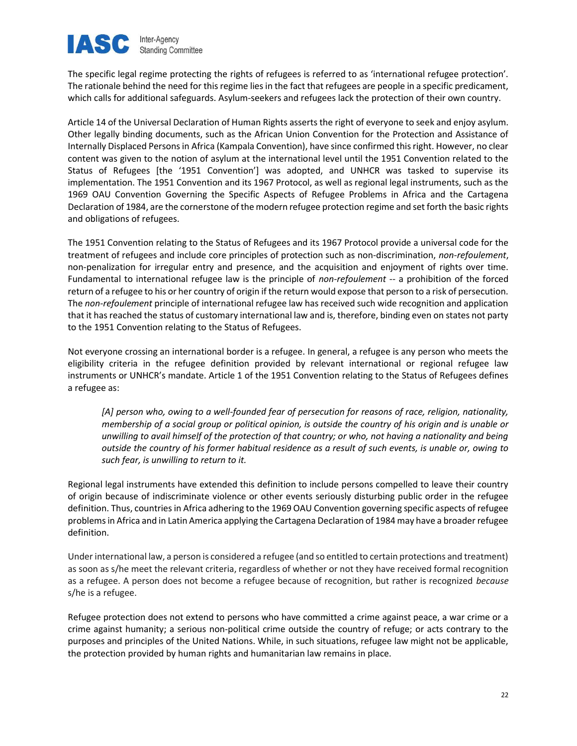The specific legal regime protecting the rights of refugees is referred to as 'international refugee protection'. The rationale behind the need for this regime lies in the fact that refugees are people in a specific predicament, which calls for additional safeguards. Asylum-seekers and refugees lack the protection of their own country.

Article 14 of the Universal Declaration of Human Rights asserts the right of everyone to seek and enjoy asylum. Other legally binding documents, such as the African Union Convention for the Protection and Assistance of Internally Displaced Persons in Africa (Kampala Convention), have since confirmed this right. However, no clear content was given to the notion of asylum at the international level until the 1951 Convention related to the Status of Refugees [the '1951 Convention'] was adopted, and UNHCR was tasked to supervise its implementation. The 1951 Convention and its 1967 Protocol, as well as regional legal instruments, such as the 1969 OAU Convention Governing the Specific Aspects of Refugee Problems in Africa and the Cartagena Declaration of 1984, are the cornerstone of the modern refugee protection regime and set forth the basic rights and obligations of refugees.

The 1951 Convention relating to the Status of Refugees and its 1967 Protocol provide a universal code for the treatment of refugees and include core principles of protection such as non-discrimination, *non-refoulement*, non-penalization for irregular entry and presence, and the acquisition and enjoyment of rights over time. Fundamental to international refugee law is the principle of *non-refoulement* -- a prohibition of the forced return of a refugee to his or her country of origin if the return would expose that person to a risk of persecution. The *non-refoulement* principle of international refugee law has received such wide recognition and application that it has reached the status of customary international law and is, therefore, binding even on states not party to the 1951 Convention relating to the Status of Refugees.

Not everyone crossing an international border is a refugee. In general, a refugee is any person who meets the eligibility criteria in the refugee definition provided by relevant international or regional refugee law instruments or UNHCR's mandate. Article 1 of the 1951 Convention relating to the Status of Refugees defines a refugee as:

> *[A] person who, owing to a well-founded fear of persecution for reasons of race, religion, nationality, membership of a social group or political opinion, is outside the country of his origin and is unable or unwilling to avail himself of the protection of that country; or who, not having a nationality and being outside the country of his former habitual residence as a result of such events, is unable or, owing to such fear, is unwilling to return to it.*

Regional legal instruments have extended this definition to include persons compelled to leave their country of origin because of indiscriminate violence or other events seriously disturbing public order in the refugee definition. Thus, countries in Africa adhering to the 1969 OAU Convention governing specific aspects of refugee problems in Africa and in Latin America applying the Cartagena Declaration of 1984 may have a broader refugee definition.

Under international law, a person is considered a refugee (and so entitled to certain protections and treatment) as soon as s/he meet the relevant criteria, regardless of whether or not they have received formal recognition as a refugee. A person does not become a refugee because of recognition, but rather is recognized *because* s/he is a refugee.

Refugee protection does not extend to persons who have committed a crime against peace, a war crime or a crime against humanity; a serious non-political crime outside the country of refuge; or acts contrary to the purposes and principles of the United Nations. While, in such situations, refugee law might not be applicable, the protection provided by human rights and humanitarian law remains in place.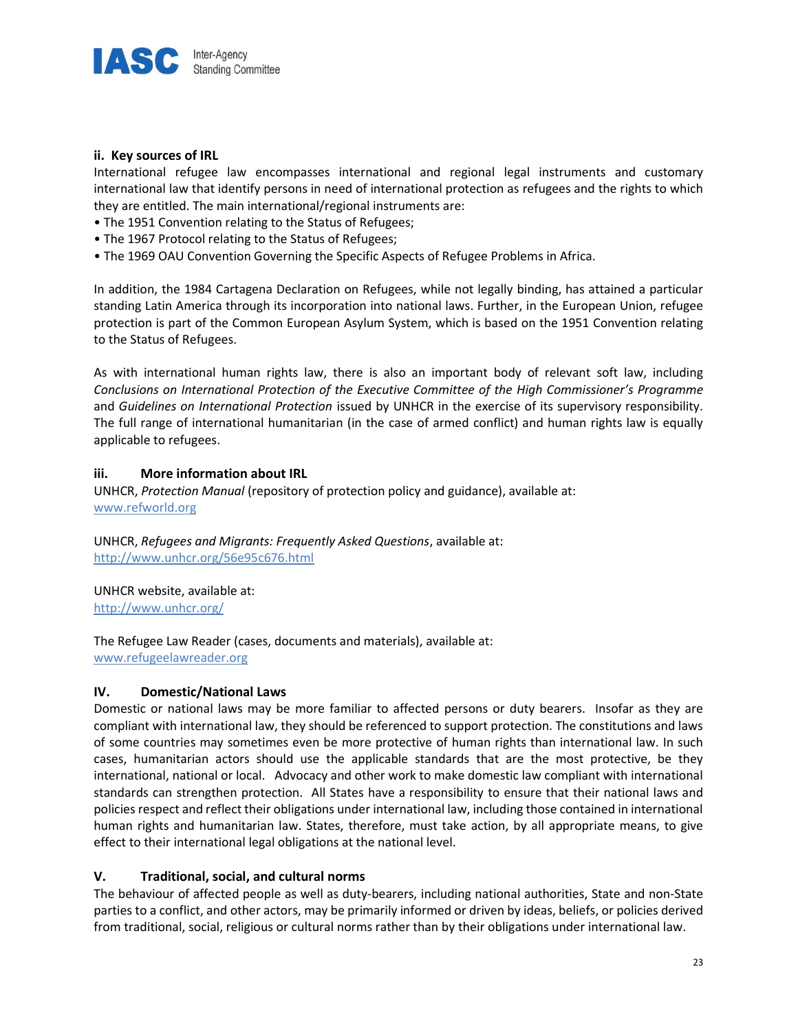### ii. Key sources of IRL

International refugee law encompasses international and regional legal instruments and customary international law that identify persons in need of international protection as refugees and the rights to which they are entitled. The main international/regional instruments are:

- The 1951 Convention relating to the Status of Refugees;
- The 1967 Protocol relating to the Status of Refugees;
- The 1969 OAU Convention Governing the Specific Aspects of Refugee Problems in Africa.

In addition, the 1984 Cartagena Declaration on Refugees, while not legally binding, has attained a particular standing Latin America through its incorporation into national laws. Further, in the European Union, refugee protection is part of the Common European Asylum System, which is based on the 1951 Convention relating to the Status of Refugees.

As with international human rights law, there is also an important body of relevant soft law, including *Conclusions on International Protection of the Executive Committee of the High Commissioner's Programme* and *Guidelines on International Protection* issued by UNHCR in the exercise of its supervisory responsibility. The full range of international humanitarian (in the case of armed conflict) and human rights law is equally applicable to refugees.

### iii. More information about IRL

UNHCR, *Protection Manual* (repository of protection policy and guidance), available at:
www.refworld.org

UNHCR, *Refugees and Migrants: Frequently Asked Questions*, available at:
http://www.unhcr.org/56e95c676.html

UNHCR website, available at:
http://www.unhcr.org/

The Refugee Law Reader (cases, documents and materials), available at:
www.refugeelawreader.org

## IV. Domestic/National Laws

Domestic or national laws may be more familiar to affected persons or duty bearers. Insofar as they are compliant with international law, they should be referenced to support protection. The constitutions and laws of some countries may sometimes even be more protective of human rights than international law. In such cases, humanitarian actors should use the applicable standards that are the most protective, be they international, national or local. Advocacy and other work to make domestic law compliant with international standards can strengthen protection. All States have a responsibility to ensure that their national laws and policies respect and reflect their obligations under international law, including those contained in international human rights and humanitarian law. States, therefore, must take action, by all appropriate means, to give effect to their international legal obligations at the national level.

## V. Traditional, social, and cultural norms

The behaviour of affected people as well as duty-bearers, including national authorities, State and non-State parties to a conflict, and other actors, may be primarily informed or driven by ideas, beliefs, or policies derived from traditional, social, religious or cultural norms rather than by their obligations under international law.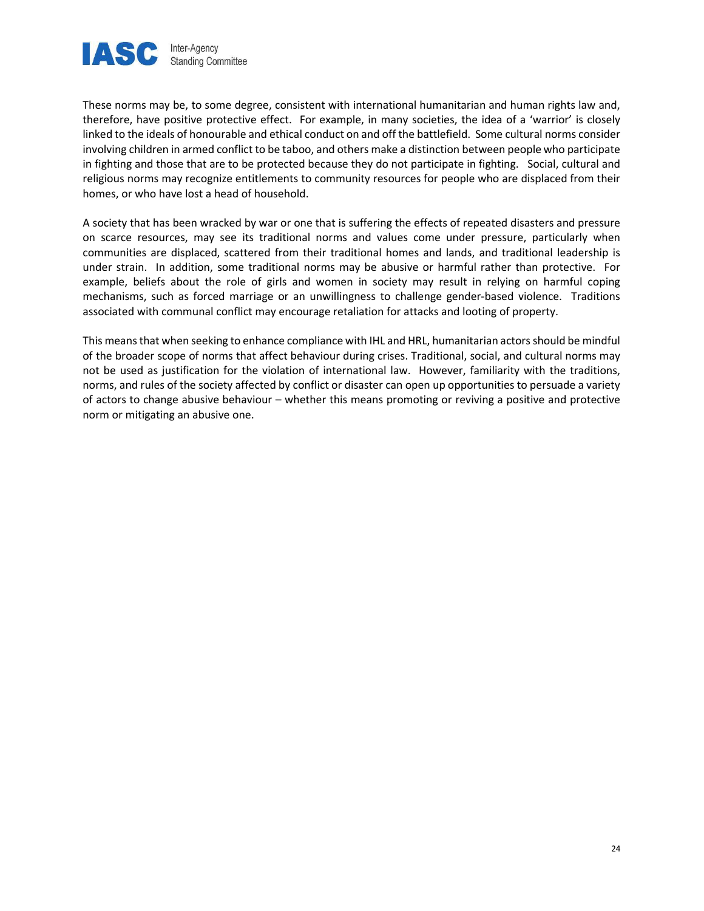These norms may be, to some degree, consistent with international humanitarian and human rights law and, therefore, have positive protective effect. For example, in many societies, the idea of a 'warrior' is closely linked to the ideals of honourable and ethical conduct on and off the battlefield. Some cultural norms consider involving children in armed conflict to be taboo, and others make a distinction between people who participate in fighting and those that are to be protected because they do not participate in fighting. Social, cultural and religious norms may recognize entitlements to community resources for people who are displaced from their homes, or who have lost a head of household.

A society that has been wracked by war or one that is suffering the effects of repeated disasters and pressure on scarce resources, may see its traditional norms and values come under pressure, particularly when communities are displaced, scattered from their traditional homes and lands, and traditional leadership is under strain. In addition, some traditional norms may be abusive or harmful rather than protective. For example, beliefs about the role of girls and women in society may result in relying on harmful coping mechanisms, such as forced marriage or an unwillingness to challenge gender-based violence. Traditions associated with communal conflict may encourage retaliation for attacks and looting of property.

This means that when seeking to enhance compliance with IHL and HRL, humanitarian actors should be mindful of the broader scope of norms that affect behaviour during crises. Traditional, social, and cultural norms may not be used as justification for the violation of international law. However, familiarity with the traditions, norms, and rules of the society affected by conflict or disaster can open up opportunities to persuade a variety of actors to change abusive behaviour – whether this means promoting or reviving a positive and protective norm or mitigating an abusive one.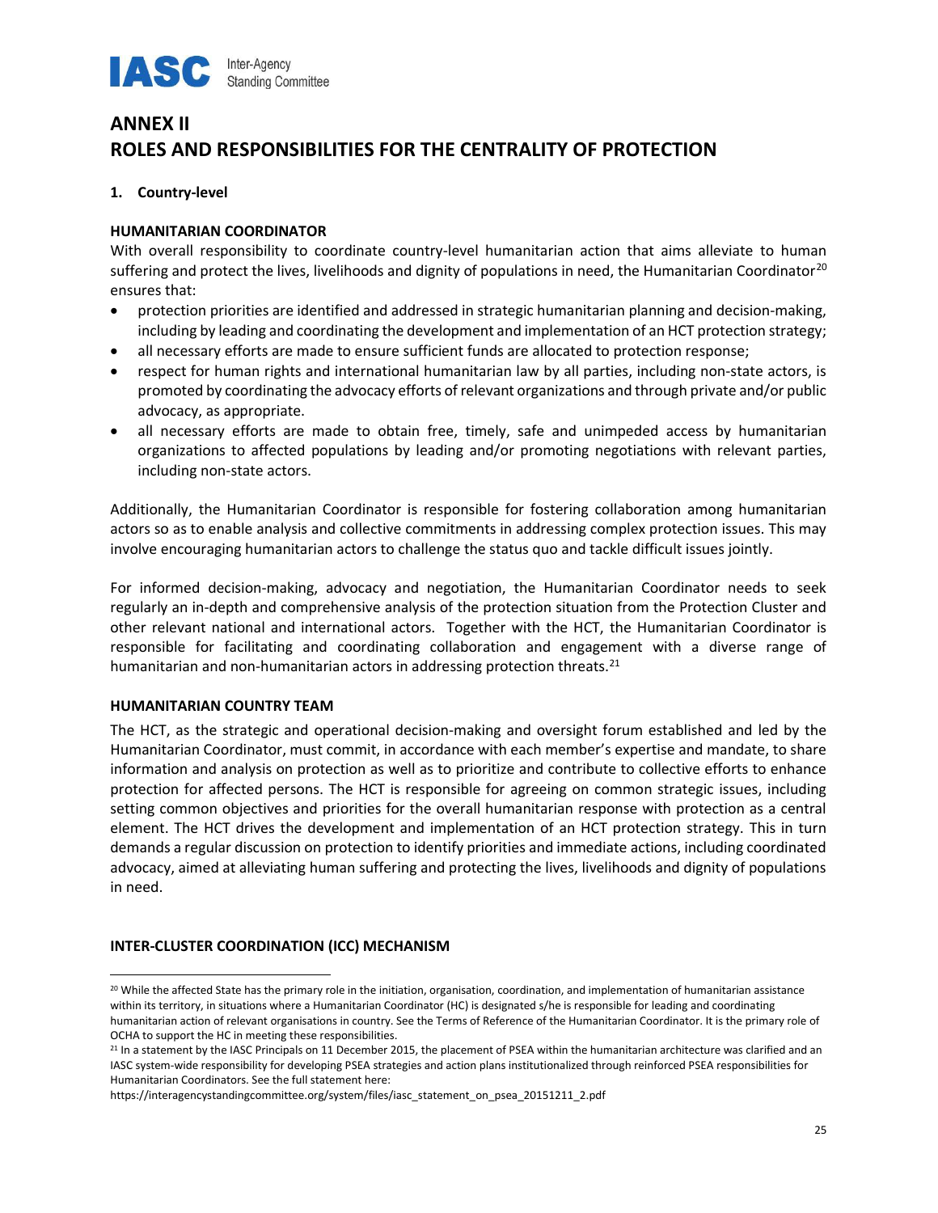# ANNEX II
# ROLES AND RESPONSIBILITIES FOR THE CENTRALITY OF PROTECTION

## 1. Country-level

### HUMANITARIAN COORDINATOR

With overall responsibility to coordinate country-level humanitarian action that aims alleviate to human suffering and protect the lives, livelihoods and dignity of populations in need, the Humanitarian Coordinator[20] ensures that:

- protection priorities are identified and addressed in strategic humanitarian planning and decision-making, including by leading and coordinating the development and implementation of an HCT protection strategy;
- all necessary efforts are made to ensure sufficient funds are allocated to protection response;
- respect for human rights and international humanitarian law by all parties, including non-state actors, is promoted by coordinating the advocacy efforts of relevant organizations and through private and/or public advocacy, as appropriate.
- all necessary efforts are made to obtain free, timely, safe and unimpeded access by humanitarian organizations to affected populations by leading and/or promoting negotiations with relevant parties, including non-state actors.

Additionally, the Humanitarian Coordinator is responsible for fostering collaboration among humanitarian actors so as to enable analysis and collective commitments in addressing complex protection issues. This may involve encouraging humanitarian actors to challenge the status quo and tackle difficult issues jointly.

For informed decision-making, advocacy and negotiation, the Humanitarian Coordinator needs to seek regularly an in-depth and comprehensive analysis of the protection situation from the Protection Cluster and other relevant national and international actors. Together with the HCT, the Humanitarian Coordinator is responsible for facilitating and coordinating collaboration and engagement with a diverse range of humanitarian and non-humanitarian actors in addressing protection threats.[21]

### HUMANITARIAN COUNTRY TEAM

The HCT, as the strategic and operational decision-making and oversight forum established and led by the Humanitarian Coordinator, must commit, in accordance with each member's expertise and mandate, to share information and analysis on protection as well as to prioritize and contribute to collective efforts to enhance protection for affected persons. The HCT is responsible for agreeing on common strategic issues, including setting common objectives and priorities for the overall humanitarian response with protection as a central element. The HCT drives the development and implementation of an HCT protection strategy. This in turn demands a regular discussion on protection to identify priorities and immediate actions, including coordinated advocacy, aimed at alleviating human suffering and protecting the lives, livelihoods and dignity of populations in need.

### INTER-CLUSTER COORDINATION (ICC) MECHANISM

---

[20] While the affected State has the primary role in the initiation, organisation, coordination, and implementation of humanitarian assistance within its territory, in situations where a Humanitarian Coordinator (HC) is designated s/he is responsible for leading and coordinating humanitarian action of relevant organisations in country. See the Terms of Reference of the Humanitarian Coordinator. It is the primary role of OCHA to support the HC in meeting these responsibilities.

[21] In a statement by the IASC Principals on 11 December 2015, the placement of PSEA within the humanitarian architecture was clarified and an IASC system-wide responsibility for developing PSEA strategies and action plans institutionalized through reinforced PSEA responsibilities for Humanitarian Coordinators. See the full statement here: https://interagencystandingcommittee.org/system/files/iasc_statement_on_psea_20151211_2.pdf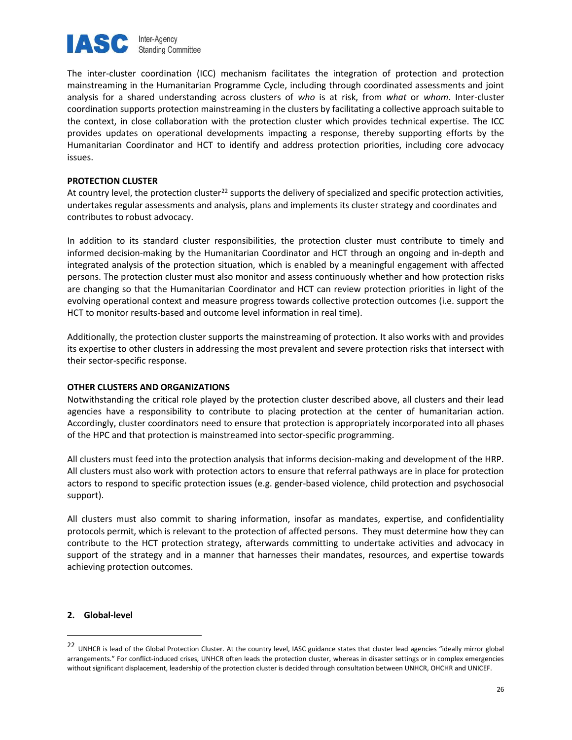The inter-cluster coordination (ICC) mechanism facilitates the integration of protection and protection mainstreaming in the Humanitarian Programme Cycle, including through coordinated assessments and joint analysis for a shared understanding across clusters of *who* is at risk, from *what* or *whom*. Inter-cluster coordination supports protection mainstreaming in the clusters by facilitating a collective approach suitable to the context, in close collaboration with the protection cluster which provides technical expertise. The ICC provides updates on operational developments impacting a response, thereby supporting efforts by the Humanitarian Coordinator and HCT to identify and address protection priorities, including core advocacy issues.

**PROTECTION CLUSTER**

At country level, the protection cluster[22] supports the delivery of specialized and specific protection activities, undertakes regular assessments and analysis, plans and implements its cluster strategy and coordinates and contributes to robust advocacy.

In addition to its standard cluster responsibilities, the protection cluster must contribute to timely and informed decision-making by the Humanitarian Coordinator and HCT through an ongoing and in-depth and integrated analysis of the protection situation, which is enabled by a meaningful engagement with affected persons. The protection cluster must also monitor and assess continuously whether and how protection risks are changing so that the Humanitarian Coordinator and HCT can review protection priorities in light of the evolving operational context and measure progress towards collective protection outcomes (i.e. support the HCT to monitor results-based and outcome level information in real time).

Additionally, the protection cluster supports the mainstreaming of protection. It also works with and provides its expertise to other clusters in addressing the most prevalent and severe protection risks that intersect with their sector-specific response.

**OTHER CLUSTERS AND ORGANIZATIONS**

Notwithstanding the critical role played by the protection cluster described above, all clusters and their lead agencies have a responsibility to contribute to placing protection at the center of humanitarian action. Accordingly, cluster coordinators need to ensure that protection is appropriately incorporated into all phases of the HPC and that protection is mainstreamed into sector-specific programming.

All clusters must feed into the protection analysis that informs decision-making and development of the HRP. All clusters must also work with protection actors to ensure that referral pathways are in place for protection actors to respond to specific protection issues (e.g. gender-based violence, child protection and psychosocial support).

All clusters must also commit to sharing information, insofar as mandates, expertise, and confidentiality protocols permit, which is relevant to the protection of affected persons. They must determine how they can contribute to the HCT protection strategy, afterwards committing to undertake activities and advocacy in support of the strategy and in a manner that harnesses their mandates, resources, and expertise towards achieving protection outcomes.

## 2. Global-level

[22] UNHCR is lead of the Global Protection Cluster. At the country level, IASC guidance states that cluster lead agencies "ideally mirror global arrangements." For conflict-induced crises, UNHCR often leads the protection cluster, whereas in disaster settings or in complex emergencies without significant displacement, leadership of the protection cluster is decided through consultation between UNHCR, OHCHR and UNICEF.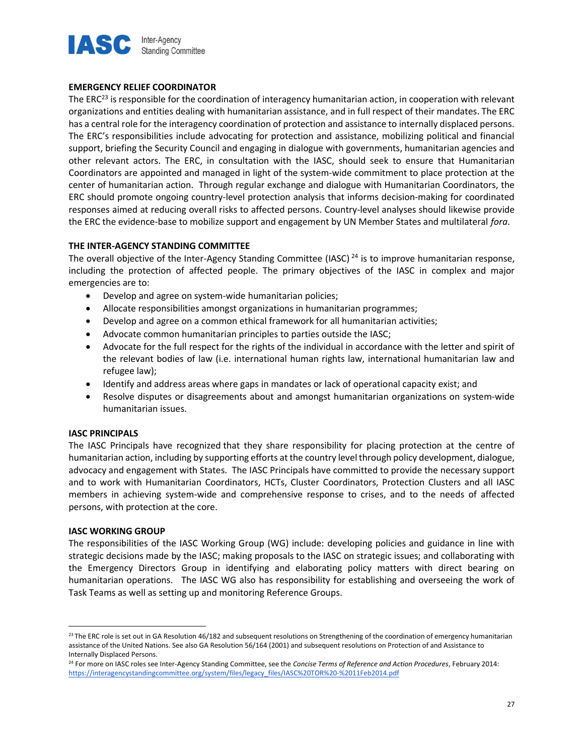**EMERGENCY RELIEF COORDINATOR**

The ERC[23] is responsible for the coordination of interagency humanitarian action, in cooperation with relevant organizations and entities dealing with humanitarian assistance, and in full respect of their mandates. The ERC has a central role for the interagency coordination of protection and assistance to internally displaced persons. The ERC's responsibilities include advocating for protection and assistance, mobilizing political and financial support, briefing the Security Council and engaging in dialogue with governments, humanitarian agencies and other relevant actors. The ERC, in consultation with the IASC, should seek to ensure that Humanitarian Coordinators are appointed and managed in light of the system-wide commitment to place protection at the center of humanitarian action. Through regular exchange and dialogue with Humanitarian Coordinators, the ERC should promote ongoing country-level protection analysis that informs decision-making for coordinated responses aimed at reducing overall risks to affected persons. Country-level analyses should likewise provide the ERC the evidence-base to mobilize support and engagement by UN Member States and multilateral *fora*.

**THE INTER-AGENCY STANDING COMMITTEE**

The overall objective of the Inter-Agency Standing Committee (IASC)[24] is to improve humanitarian response, including the protection of affected people. The primary objectives of the IASC in complex and major emergencies are to:

- Develop and agree on system-wide humanitarian policies;
- Allocate responsibilities amongst organizations in humanitarian programmes;
- Develop and agree on a common ethical framework for all humanitarian activities;
- Advocate common humanitarian principles to parties outside the IASC;
- Advocate for the full respect for the rights of the individual in accordance with the letter and spirit of the relevant bodies of law (i.e. international human rights law, international humanitarian law and refugee law);
- Identify and address areas where gaps in mandates or lack of operational capacity exist; and
- Resolve disputes or disagreements about and amongst humanitarian organizations on system-wide humanitarian issues.

**IASC PRINCIPALS**

The IASC Principals have recognized that they share responsibility for placing protection at the centre of humanitarian action, including by supporting efforts at the country level through policy development, dialogue, advocacy and engagement with States. The IASC Principals have committed to provide the necessary support and to work with Humanitarian Coordinators, HCTs, Cluster Coordinators, Protection Clusters and all IASC members in achieving system-wide and comprehensive response to crises, and to the needs of affected persons, with protection at the core.

**IASC WORKING GROUP**

The responsibilities of the IASC Working Group (WG) include: developing policies and guidance in line with strategic decisions made by the IASC; making proposals to the IASC on strategic issues; and collaborating with the Emergency Directors Group in identifying and elaborating policy matters with direct bearing on humanitarian operations. The IASC WG also has responsibility for establishing and overseeing the work of Task Teams as well as setting up and monitoring Reference Groups.

---

[23] The ERC role is set out in GA Resolution 46/182 and subsequent resolutions on Strengthening of the coordination of emergency humanitarian assistance of the United Nations. See also GA Resolution 56/164 (2001) and subsequent resolutions on Protection of and Assistance to Internally Displaced Persons.

[24] For more on IASC roles see Inter-Agency Standing Committee, see the *Concise Terms of Reference and Action Procedures*, February 2014: https://interagencystandingcommittee.org/system/files/legacy_files/IASC%20TOR%20-%2011Feb2014.pdf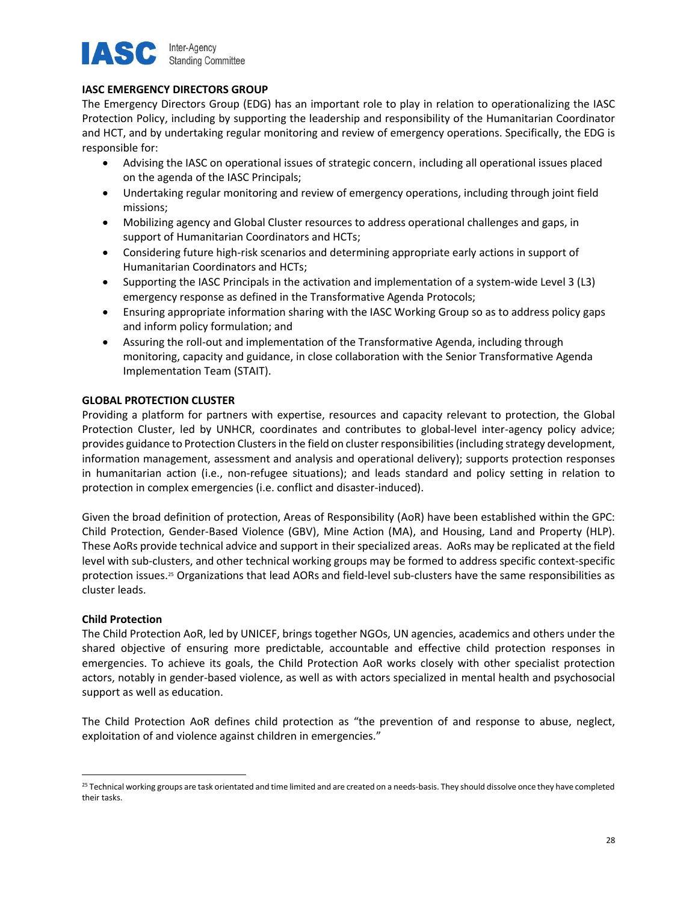## IASC EMERGENCY DIRECTORS GROUP

The Emergency Directors Group (EDG) has an important role to play in relation to operationalizing the IASC Protection Policy, including by supporting the leadership and responsibility of the Humanitarian Coordinator and HCT, and by undertaking regular monitoring and review of emergency operations. Specifically, the EDG is responsible for:

- Advising the IASC on operational issues of strategic concern, including all operational issues placed on the agenda of the IASC Principals;
- Undertaking regular monitoring and review of emergency operations, including through joint field missions;
- Mobilizing agency and Global Cluster resources to address operational challenges and gaps, in support of Humanitarian Coordinators and HCTs;
- Considering future high-risk scenarios and determining appropriate early actions in support of Humanitarian Coordinators and HCTs;
- Supporting the IASC Principals in the activation and implementation of a system-wide Level 3 (L3) emergency response as defined in the Transformative Agenda Protocols;
- Ensuring appropriate information sharing with the IASC Working Group so as to address policy gaps and inform policy formulation; and
- Assuring the roll-out and implementation of the Transformative Agenda, including through monitoring, capacity and guidance, in close collaboration with the Senior Transformative Agenda Implementation Team (STAIT).

## GLOBAL PROTECTION CLUSTER

Providing a platform for partners with expertise, resources and capacity relevant to protection, the Global Protection Cluster, led by UNHCR, coordinates and contributes to global-level inter-agency policy advice; provides guidance to Protection Clusters in the field on cluster responsibilities (including strategy development, information management, assessment and analysis and operational delivery); supports protection responses in humanitarian action (i.e., non-refugee situations); and leads standard and policy setting in relation to protection in complex emergencies (i.e. conflict and disaster-induced).

Given the broad definition of protection, Areas of Responsibility (AoR) have been established within the GPC: Child Protection, Gender-Based Violence (GBV), Mine Action (MA), and Housing, Land and Property (HLP). These AoRs provide technical advice and support in their specialized areas. AoRs may be replicated at the field level with sub-clusters, and other technical working groups may be formed to address specific context-specific protection issues.[25] Organizations that lead AORs and field-level sub-clusters have the same responsibilities as cluster leads.

### Child Protection

The Child Protection AoR, led by UNICEF, brings together NGOs, UN agencies, academics and others under the shared objective of ensuring more predictable, accountable and effective child protection responses in emergencies. To achieve its goals, the Child Protection AoR works closely with other specialist protection actors, notably in gender-based violence, as well as with actors specialized in mental health and psychosocial support as well as education.

The Child Protection AoR defines child protection as "the prevention of and response to abuse, neglect, exploitation of and violence against children in emergencies."

[25] Technical working groups are task orientated and time limited and are created on a needs-basis. They should dissolve once they have completed their tasks.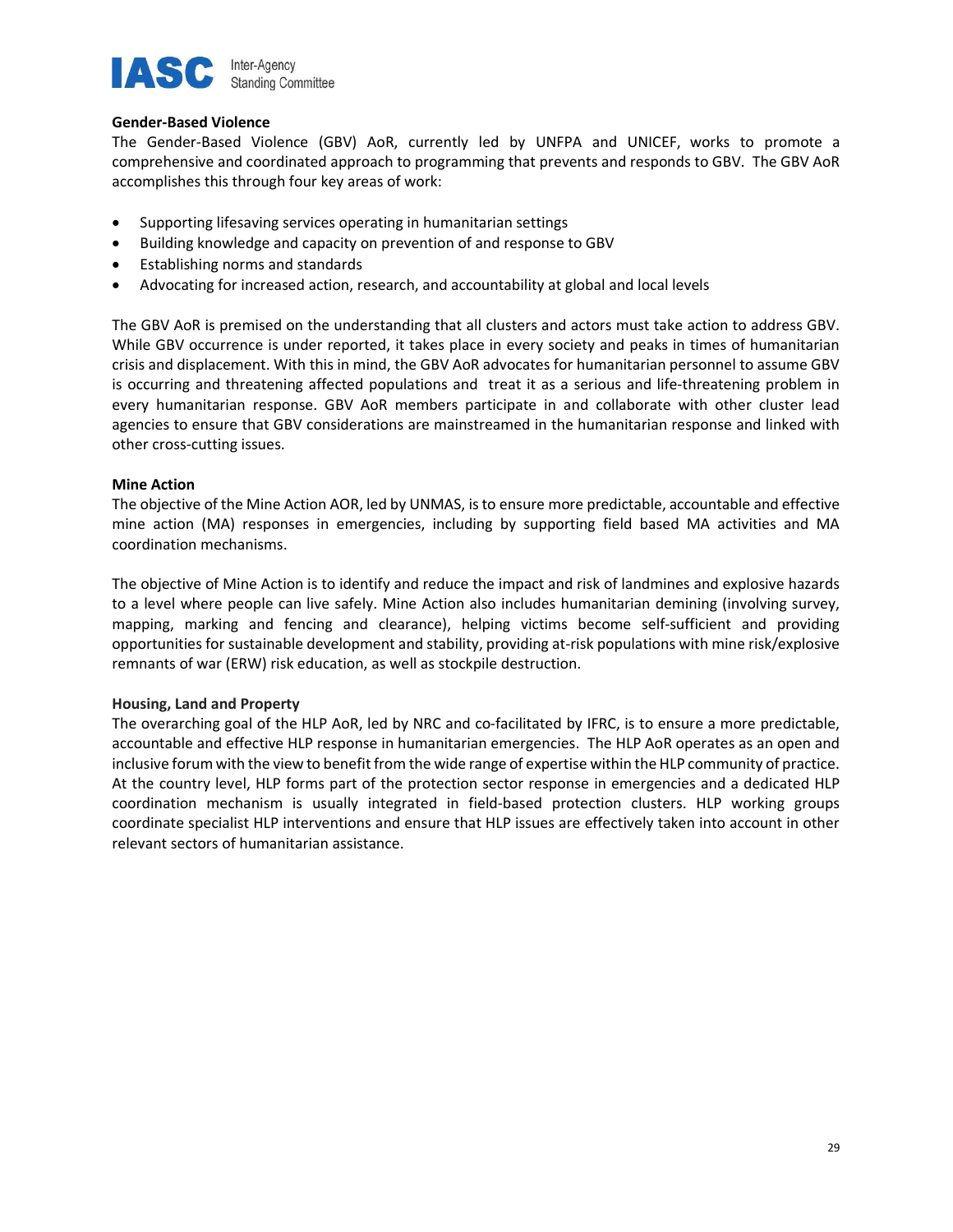**Gender-Based Violence**

The Gender-Based Violence (GBV) AoR, currently led by UNFPA and UNICEF, works to promote a comprehensive and coordinated approach to programming that prevents and responds to GBV. The GBV AoR accomplishes this through four key areas of work:

- Supporting lifesaving services operating in humanitarian settings
- Building knowledge and capacity on prevention of and response to GBV
- Establishing norms and standards
- Advocating for increased action, research, and accountability at global and local levels

The GBV AoR is premised on the understanding that all clusters and actors must take action to address GBV. While GBV occurrence is under reported, it takes place in every society and peaks in times of humanitarian crisis and displacement. With this in mind, the GBV AoR advocates for humanitarian personnel to assume GBV is occurring and threatening affected populations and treat it as a serious and life-threatening problem in every humanitarian response. GBV AoR members participate in and collaborate with other cluster lead agencies to ensure that GBV considerations are mainstreamed in the humanitarian response and linked with other cross-cutting issues.

**Mine Action**

The objective of the Mine Action AOR, led by UNMAS, is to ensure more predictable, accountable and effective mine action (MA) responses in emergencies, including by supporting field based MA activities and MA coordination mechanisms.

The objective of Mine Action is to identify and reduce the impact and risk of landmines and explosive hazards to a level where people can live safely. Mine Action also includes humanitarian demining (involving survey, mapping, marking and fencing and clearance), helping victims become self-sufficient and providing opportunities for sustainable development and stability, providing at-risk populations with mine risk/explosive remnants of war (ERW) risk education, as well as stockpile destruction.

**Housing, Land and Property**

The overarching goal of the HLP AoR, led by NRC and co-facilitated by IFRC, is to ensure a more predictable, accountable and effective HLP response in humanitarian emergencies. The HLP AoR operates as an open and inclusive forum with the view to benefit from the wide range of expertise within the HLP community of practice. At the country level, HLP forms part of the protection sector response in emergencies and a dedicated HLP coordination mechanism is usually integrated in field-based protection clusters. HLP working groups coordinate specialist HLP interventions and ensure that HLP issues are effectively taken into account in other relevant sectors of humanitarian assistance.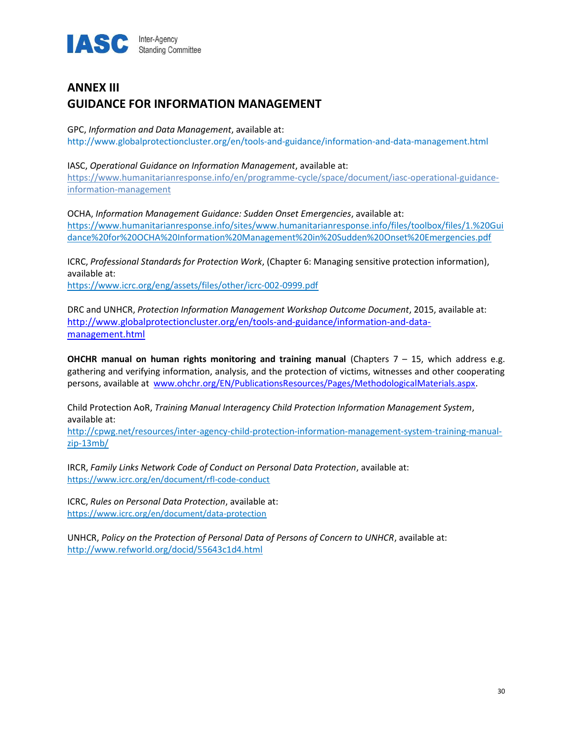# ANNEX III
# GUIDANCE FOR INFORMATION MANAGEMENT

GPC, *Information and Data Management*, available at:
http://www.globalprotectioncluster.org/en/tools-and-guidance/information-and-data-management.html

IASC, *Operational Guidance on Information Management*, available at:
https://www.humanitarianresponse.info/en/programme-cycle/space/document/iasc-operational-guidance-information-management

OCHA, *Information Management Guidance: Sudden Onset Emergencies*, available at:
https://www.humanitarianresponse.info/sites/www.humanitarianresponse.info/files/toolbox/files/1.%20Guidance%20for%20OCHA%20Information%20Management%20in%20Sudden%20Onset%20Emergencies.pdf

ICRC, *Professional Standards for Protection Work*, (Chapter 6: Managing sensitive protection information), available at:
https://www.icrc.org/eng/assets/files/other/icrc-002-0999.pdf

DRC and UNHCR, *Protection Information Management Workshop Outcome Document*, 2015, available at:
http://www.globalprotectioncluster.org/en/tools-and-guidance/information-and-data-management.html

**OHCHR manual on human rights monitoring and training manual** (Chapters 7 – 15, which address e.g. gathering and verifying information, analysis, and the protection of victims, witnesses and other cooperating persons, available at www.ohchr.org/EN/PublicationsResources/Pages/MethodologicalMaterials.aspx.

Child Protection AoR, *Training Manual Interagency Child Protection Information Management System*, available at:
http://cpwg.net/resources/inter-agency-child-protection-information-management-system-training-manual-zip-13mb/

IRCR, *Family Links Network Code of Conduct on Personal Data Protection*, available at:
https://www.icrc.org/en/document/rfl-code-conduct

ICRC, *Rules on Personal Data Protection*, available at:
https://www.icrc.org/en/document/data-protection

UNHCR, *Policy on the Protection of Personal Data of Persons of Concern to UNHCR*, available at:
http://www.refworld.org/docid/55643c1d4.html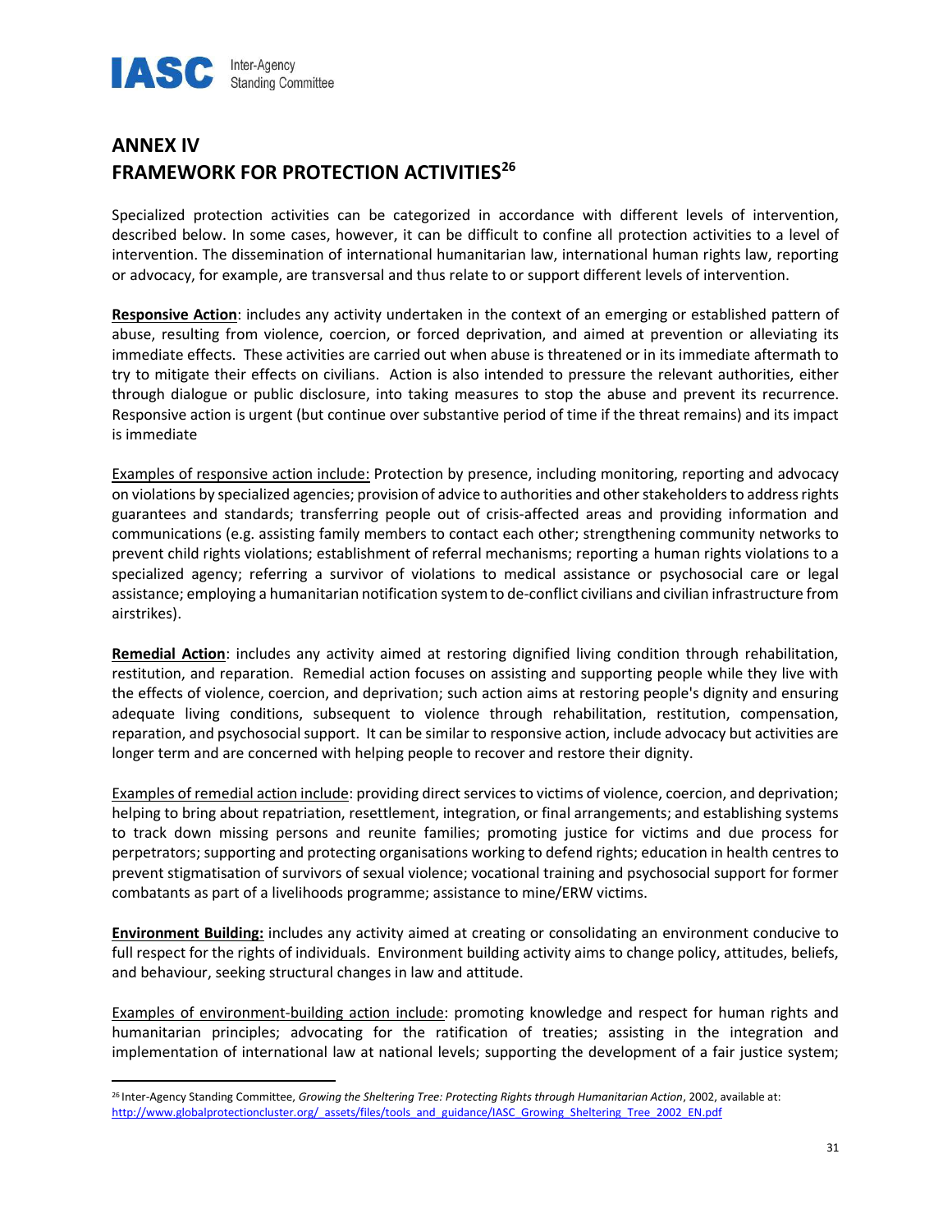# ANNEX IV
# FRAMEWORK FOR PROTECTION ACTIVITIES[26]

Specialized protection activities can be categorized in accordance with different levels of intervention, described below. In some cases, however, it can be difficult to confine all protection activities to a level of intervention. The dissemination of international humanitarian law, international human rights law, reporting or advocacy, for example, are transversal and thus relate to or support different levels of intervention.

**Responsive Action**: includes any activity undertaken in the context of an emerging or established pattern of abuse, resulting from violence, coercion, or forced deprivation, and aimed at prevention or alleviating its immediate effects. These activities are carried out when abuse is threatened or in its immediate aftermath to try to mitigate their effects on civilians. Action is also intended to pressure the relevant authorities, either through dialogue or public disclosure, into taking measures to stop the abuse and prevent its recurrence. Responsive action is urgent (but continue over substantive period of time if the threat remains) and its impact is immediate

Examples of responsive action include: Protection by presence, including monitoring, reporting and advocacy on violations by specialized agencies; provision of advice to authorities and other stakeholders to address rights guarantees and standards; transferring people out of crisis-affected areas and providing information and communications (e.g. assisting family members to contact each other; strengthening community networks to prevent child rights violations; establishment of referral mechanisms; reporting a human rights violations to a specialized agency; referring a survivor of violations to medical assistance or psychosocial care or legal assistance; employing a humanitarian notification system to de-conflict civilians and civilian infrastructure from airstrikes).

**Remedial Action**: includes any activity aimed at restoring dignified living condition through rehabilitation, restitution, and reparation. Remedial action focuses on assisting and supporting people while they live with the effects of violence, coercion, and deprivation; such action aims at restoring people's dignity and ensuring adequate living conditions, subsequent to violence through rehabilitation, restitution, compensation, reparation, and psychosocial support. It can be similar to responsive action, include advocacy but activities are longer term and are concerned with helping people to recover and restore their dignity.

Examples of remedial action include: providing direct services to victims of violence, coercion, and deprivation; helping to bring about repatriation, resettlement, integration, or final arrangements; and establishing systems to track down missing persons and reunite families; promoting justice for victims and due process for perpetrators; supporting and protecting organisations working to defend rights; education in health centres to prevent stigmatisation of survivors of sexual violence; vocational training and psychosocial support for former combatants as part of a livelihoods programme; assistance to mine/ERW victims.

**Environment Building:** includes any activity aimed at creating or consolidating an environment conducive to full respect for the rights of individuals. Environment building activity aims to change policy, attitudes, beliefs, and behaviour, seeking structural changes in law and attitude.

Examples of environment-building action include: promoting knowledge and respect for human rights and humanitarian principles; advocating for the ratification of treaties; assisting in the integration and implementation of international law at national levels; supporting the development of a fair justice system;

---

[26] Inter-Agency Standing Committee, *Growing the Sheltering Tree: Protecting Rights through Humanitarian Action*, 2002, available at: http://www.globalprotectioncluster.org/_assets/files/tools_and_guidance/IASC_Growing_Sheltering_Tree_2002_EN.pdf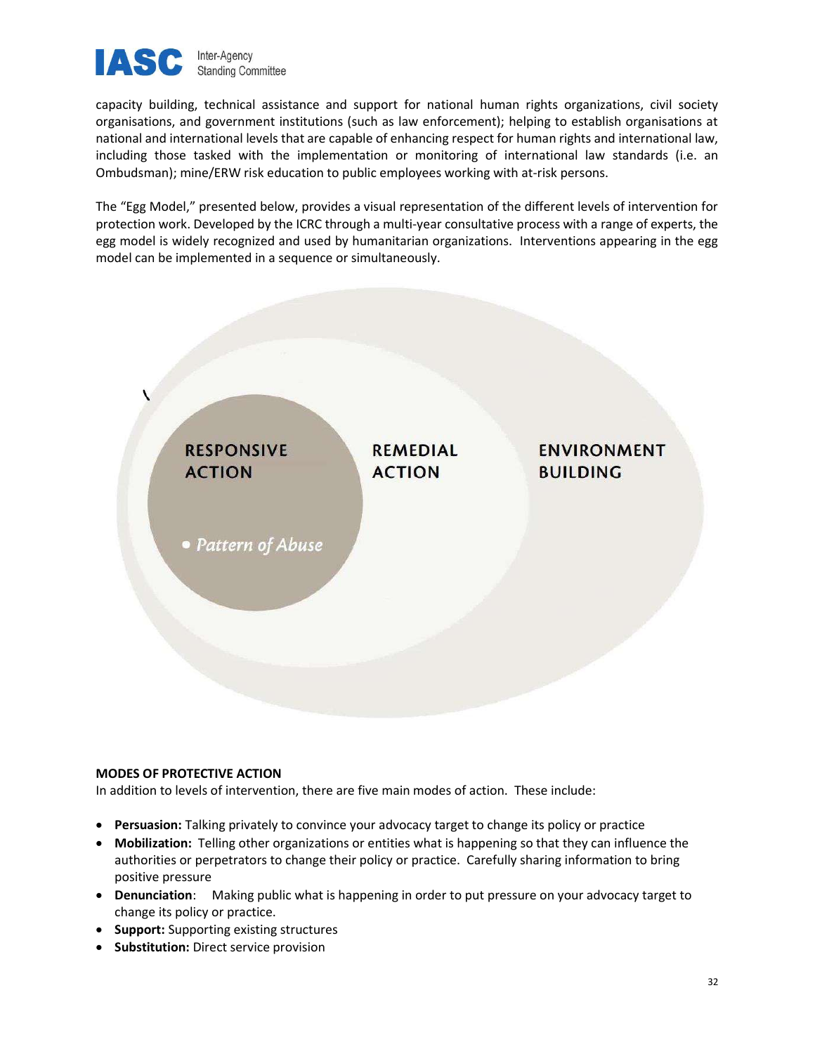capacity building, technical assistance and support for national human rights organizations, civil society organisations, and government institutions (such as law enforcement); helping to establish organisations at national and international levels that are capable of enhancing respect for human rights and international law, including those tasked with the implementation or monitoring of international law standards (i.e. an Ombudsman); mine/ERW risk education to public employees working with at-risk persons.

The "Egg Model," presented below, provides a visual representation of the different levels of intervention for protection work. Developed by the ICRC through a multi-year consultative process with a range of experts, the egg model is widely recognized and used by humanitarian organizations. Interventions appearing in the egg model can be implemented in a sequence or simultaneously.

RESPONSIVE ACTION

- *Pattern of Abuse*

REMEDIAL ACTION

ENVIRONMENT BUILDING

**MODES OF PROTECTIVE ACTION**

In addition to levels of intervention, there are five main modes of action. These include:

- **Persuasion:** Talking privately to convince your advocacy target to change its policy or practice
- **Mobilization:** Telling other organizations or entities what is happening so that they can influence the authorities or perpetrators to change their policy or practice. Carefully sharing information to bring positive pressure
- **Denunciation**: Making public what is happening in order to put pressure on your advocacy target to change its policy or practice.
- **Support:** Supporting existing structures
- **Substitution:** Direct service provision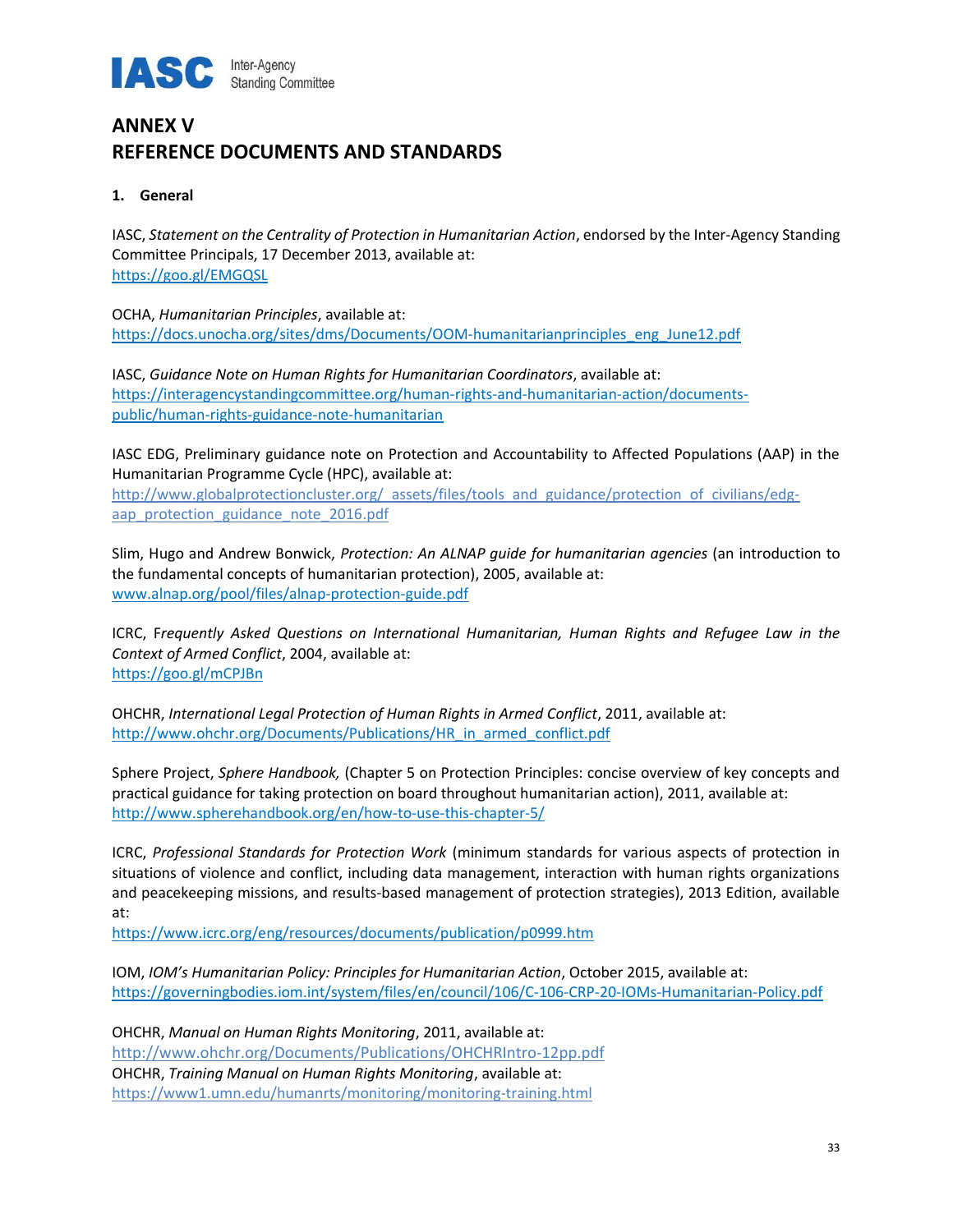# ANNEX V
# REFERENCE DOCUMENTS AND STANDARDS

### 1. General

IASC, *Statement on the Centrality of Protection in Humanitarian Action*, endorsed by the Inter-Agency Standing Committee Principals, 17 December 2013, available at:
https://goo.gl/EMGQSL

OCHA, *Humanitarian Principles*, available at:
https://docs.unocha.org/sites/dms/Documents/OOM-humanitarianprinciples_eng_June12.pdf

IASC, *Guidance Note on Human Rights for Humanitarian Coordinators*, available at:
https://interagencystandingcommittee.org/human-rights-and-humanitarian-action/documents-public/human-rights-guidance-note-humanitarian

IASC EDG, Preliminary guidance note on Protection and Accountability to Affected Populations (AAP) in the Humanitarian Programme Cycle (HPC), available at:
http://www.globalprotectioncluster.org/_assets/files/tools_and_guidance/protection_of_civilians/edg-aap_protection_guidance_note_2016.pdf

Slim, Hugo and Andrew Bonwick, *Protection: An ALNAP guide for humanitarian agencies* (an introduction to the fundamental concepts of humanitarian protection), 2005, available at:
www.alnap.org/pool/files/alnap-protection-guide.pdf

ICRC, F*requently Asked Questions on International Humanitarian, Human Rights and Refugee Law in the Context of Armed Conflict*, 2004, available at:
https://goo.gl/mCPJBn

OHCHR, *International Legal Protection of Human Rights in Armed Conflict*, 2011, available at:
http://www.ohchr.org/Documents/Publications/HR_in_armed_conflict.pdf

Sphere Project, *Sphere Handbook,* (Chapter 5 on Protection Principles: concise overview of key concepts and practical guidance for taking protection on board throughout humanitarian action), 2011, available at:
http://www.spherehandbook.org/en/how-to-use-this-chapter-5/

ICRC, *Professional Standards for Protection Work* (minimum standards for various aspects of protection in situations of violence and conflict, including data management, interaction with human rights organizations and peacekeeping missions, and results-based management of protection strategies), 2013 Edition, available at:
https://www.icrc.org/eng/resources/documents/publication/p0999.htm

IOM, *IOM's Humanitarian Policy: Principles for Humanitarian Action*, October 2015, available at:
https://governingbodies.iom.int/system/files/en/council/106/C-106-CRP-20-IOMs-Humanitarian-Policy.pdf

OHCHR, *Manual on Human Rights Monitoring*, 2011, available at:
http://www.ohchr.org/Documents/Publications/OHCHRIntro-12pp.pdf
OHCHR, *Training Manual on Human Rights Monitoring*, available at:
https://www1.umn.edu/humanrts/monitoring/monitoring-training.html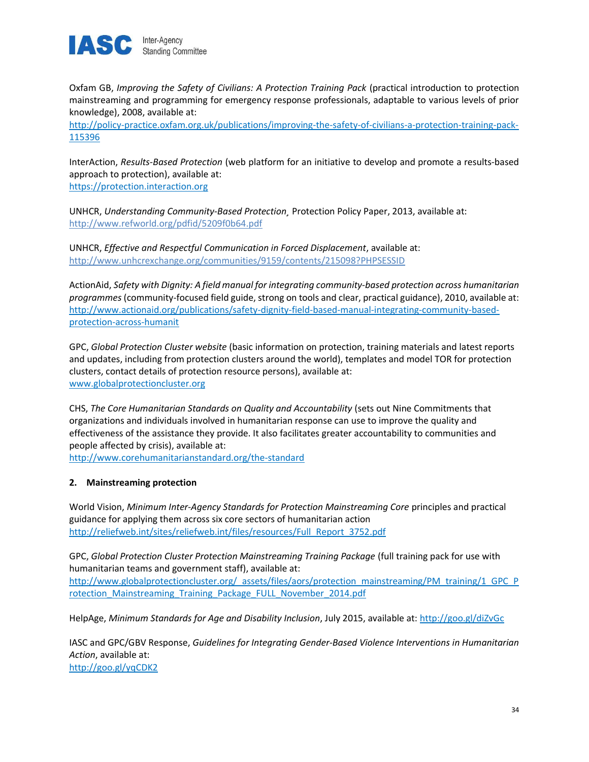Oxfam GB, *Improving the Safety of Civilians: A Protection Training Pack* (practical introduction to protection mainstreaming and programming for emergency response professionals, adaptable to various levels of prior knowledge), 2008, available at:
http://policy-practice.oxfam.org.uk/publications/improving-the-safety-of-civilians-a-protection-training-pack-115396

InterAction, *Results-Based Protection* (web platform for an initiative to develop and promote a results-based approach to protection), available at:
https://protection.interaction.org

UNHCR, *Understanding Community-Based Protection*¸ Protection Policy Paper, 2013, available at:
http://www.refworld.org/pdfid/5209f0b64.pdf

UNHCR, *Effective and Respectful Communication in Forced Displacement*, available at:
http://www.unhcrexchange.org/communities/9159/contents/215098?PHPSESSID

ActionAid, *Safety with Dignity: A field manual for integrating community-based protection across humanitarian programmes* (community-focused field guide, strong on tools and clear, practical guidance), 2010, available at:
http://www.actionaid.org/publications/safety-dignity-field-based-manual-integrating-community-based-protection-across-humanit

GPC, *Global Protection Cluster website* (basic information on protection, training materials and latest reports and updates, including from protection clusters around the world), templates and model TOR for protection clusters, contact details of protection resource persons), available at:
www.globalprotectioncluster.org

CHS, *The Core Humanitarian Standards on Quality and Accountability* (sets out Nine Commitments that organizations and individuals involved in humanitarian response can use to improve the quality and effectiveness of the assistance they provide. It also facilitates greater accountability to communities and people affected by crisis), available at:
http://www.corehumanitarianstandard.org/the-standard

**2. Mainstreaming protection**

World Vision, *Minimum Inter-Agency Standards for Protection Mainstreaming Core* principles and practical guidance for applying them across six core sectors of humanitarian action
http://reliefweb.int/sites/reliefweb.int/files/resources/Full_Report_3752.pdf

GPC, *Global Protection Cluster Protection Mainstreaming Training Package* (full training pack for use with humanitarian teams and government staff), available at:
http://www.globalprotectioncluster.org/_assets/files/aors/protection_mainstreaming/PM_training/1_GPC_Protection_Mainstreaming_Training_Package_FULL_November_2014.pdf

HelpAge, *Minimum Standards for Age and Disability Inclusion*, July 2015, available at: http://goo.gl/diZvGc

IASC and GPC/GBV Response, *Guidelines for Integrating Gender-Based Violence Interventions in Humanitarian Action*, available at:
http://goo.gl/yqCDK2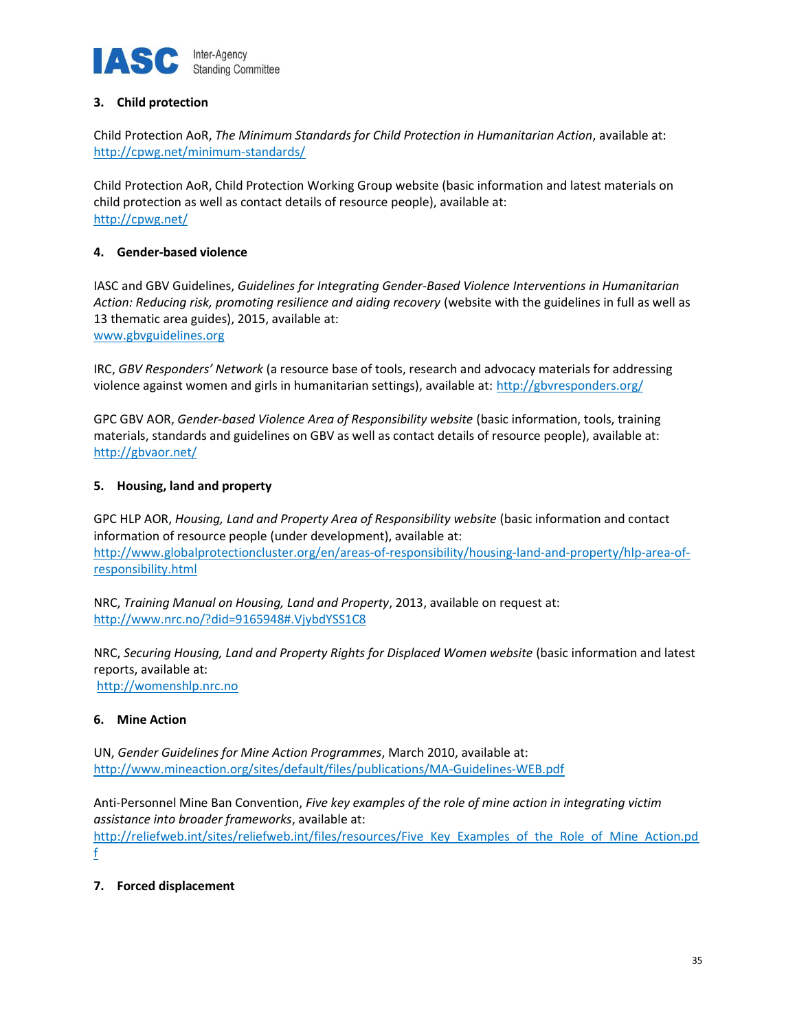### 3. Child protection

Child Protection AoR, *The Minimum Standards for Child Protection in Humanitarian Action*, available at: http://cpwg.net/minimum-standards/

Child Protection AoR, Child Protection Working Group website (basic information and latest materials on child protection as well as contact details of resource people), available at: http://cpwg.net/

### 4. Gender-based violence

IASC and GBV Guidelines, *Guidelines for Integrating Gender-Based Violence Interventions in Humanitarian Action: Reducing risk, promoting resilience and aiding recovery* (website with the guidelines in full as well as 13 thematic area guides), 2015, available at: www.gbvguidelines.org

IRC, *GBV Responders' Network* (a resource base of tools, research and advocacy materials for addressing violence against women and girls in humanitarian settings), available at: http://gbvresponders.org/

GPC GBV AOR, *Gender-based Violence Area of Responsibility website* (basic information, tools, training materials, standards and guidelines on GBV as well as contact details of resource people), available at: http://gbvaor.net/

### 5. Housing, land and property

GPC HLP AOR, *Housing, Land and Property Area of Responsibility website* (basic information and contact information of resource people (under development), available at: http://www.globalprotectioncluster.org/en/areas-of-responsibility/housing-land-and-property/hlp-area-of-responsibility.html

NRC, *Training Manual on Housing, Land and Property*, 2013, available on request at: http://www.nrc.no/?did=9165948#.VjybdYSS1C8

NRC, *Securing Housing, Land and Property Rights for Displaced Women website* (basic information and latest reports, available at: http://womenshlp.nrc.no

### 6. Mine Action

UN, *Gender Guidelines for Mine Action Programmes*, March 2010, available at: http://www.mineaction.org/sites/default/files/publications/MA-Guidelines-WEB.pdf

Anti-Personnel Mine Ban Convention, *Five key examples of the role of mine action in integrating victim assistance into broader frameworks*, available at: http://reliefweb.int/sites/reliefweb.int/files/resources/Five_Key_Examples_of_the_Role_of_Mine_Action.pdf

### 7. Forced displacement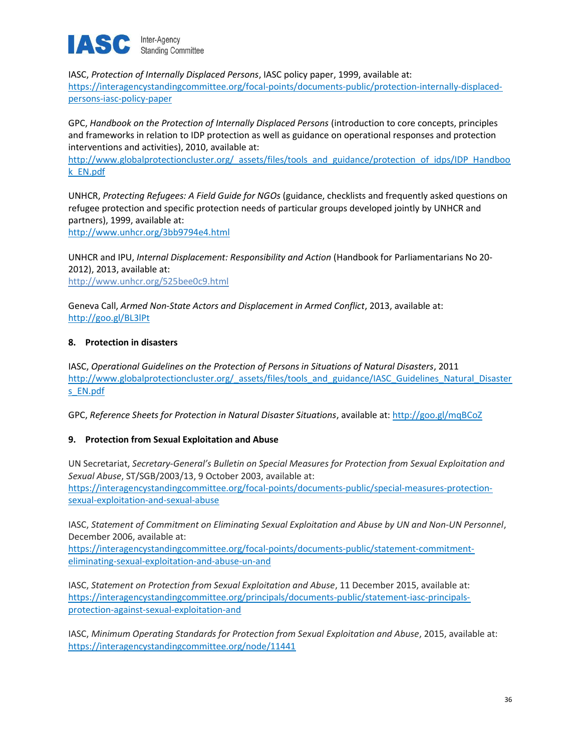IASC, *Protection of Internally Displaced Persons*, IASC policy paper, 1999, available at: https://interagencystandingcommittee.org/focal-points/documents-public/protection-internally-displaced-persons-iasc-policy-paper

GPC, *Handbook on the Protection of Internally Displaced Persons* (introduction to core concepts, principles and frameworks in relation to IDP protection as well as guidance on operational responses and protection interventions and activities), 2010, available at: http://www.globalprotectioncluster.org/_assets/files/tools_and_guidance/protection_of_idps/IDP_Handbook_EN.pdf

UNHCR, *Protecting Refugees: A Field Guide for NGOs* (guidance, checklists and frequently asked questions on refugee protection and specific protection needs of particular groups developed jointly by UNHCR and partners), 1999, available at:
http://www.unhcr.org/3bb9794e4.html

UNHCR and IPU, *Internal Displacement: Responsibility and Action* (Handbook for Parliamentarians No 20-2012), 2013, available at:
http://www.unhcr.org/525bee0c9.html

Geneva Call, *Armed Non-State Actors and Displacement in Armed Conflict*, 2013, available at: http://goo.gl/BL3lPt

**8. Protection in disasters**

IASC, *Operational Guidelines on the Protection of Persons in Situations of Natural Disasters*, 2011
http://www.globalprotectioncluster.org/_assets/files/tools_and_guidance/IASC_Guidelines_Natural_Disasters_EN.pdf

GPC, *Reference Sheets for Protection in Natural Disaster Situations*, available at: http://goo.gl/mqBCoZ

**9. Protection from Sexual Exploitation and Abuse**

UN Secretariat, *Secretary-General's Bulletin on Special Measures for Protection from Sexual Exploitation and Sexual Abuse*, ST/SGB/2003/13, 9 October 2003, available at:
https://interagencystandingcommittee.org/focal-points/documents-public/special-measures-protection-sexual-exploitation-and-sexual-abuse

IASC, *Statement of Commitment on Eliminating Sexual Exploitation and Abuse by UN and Non-UN Personnel*, December 2006, available at:
https://interagencystandingcommittee.org/focal-points/documents-public/statement-commitment-eliminating-sexual-exploitation-and-abuse-un-and

IASC, *Statement on Protection from Sexual Exploitation and Abuse*, 11 December 2015, available at: https://interagencystandingcommittee.org/principals/documents-public/statement-iasc-principals-protection-against-sexual-exploitation-and

IASC, *Minimum Operating Standards for Protection from Sexual Exploitation and Abuse*, 2015, available at: https://interagencystandingcommittee.org/node/11441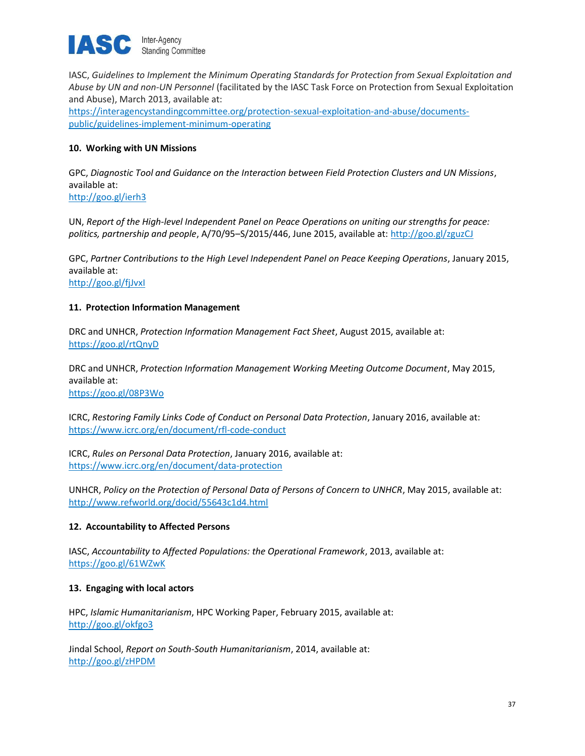IASC, *Guidelines to Implement the Minimum Operating Standards for Protection from Sexual Exploitation and Abuse by UN and non-UN Personnel* (facilitated by the IASC Task Force on Protection from Sexual Exploitation and Abuse), March 2013, available at:
https://interagencystandingcommittee.org/protection-sexual-exploitation-and-abuse/documents-public/guidelines-implement-minimum-operating

**10. Working with UN Missions**

GPC, *Diagnostic Tool and Guidance on the Interaction between Field Protection Clusters and UN Missions*, available at:
http://goo.gl/ierh3

UN, *Report of the High-level Independent Panel on Peace Operations on uniting our strengths for peace: politics, partnership and people*, A/70/95–S/2015/446, June 2015, available at: http://goo.gl/zguzCJ

GPC, *Partner Contributions to the High Level Independent Panel on Peace Keeping Operations*, January 2015, available at:
http://goo.gl/fjJvxI

**11. Protection Information Management**

DRC and UNHCR, *Protection Information Management Fact Sheet*, August 2015, available at:
https://goo.gl/rtQnyD

DRC and UNHCR, *Protection Information Management Working Meeting Outcome Document*, May 2015, available at:
https://goo.gl/08P3Wo

ICRC, *Restoring Family Links Code of Conduct on Personal Data Protection*, January 2016, available at:
https://www.icrc.org/en/document/rfl-code-conduct

ICRC, *Rules on Personal Data Protection*, January 2016, available at:
https://www.icrc.org/en/document/data-protection

UNHCR, *Policy on the Protection of Personal Data of Persons of Concern to UNHCR*, May 2015, available at:
http://www.refworld.org/docid/55643c1d4.html

**12. Accountability to Affected Persons**

IASC, *Accountability to Affected Populations: the Operational Framework*, 2013, available at:
https://goo.gl/61WZwK

**13. Engaging with local actors**

HPC, *Islamic Humanitarianism*, HPC Working Paper, February 2015, available at:
http://goo.gl/okfgo3

Jindal School, *Report on South-South Humanitarianism*, 2014, available at:
http://goo.gl/zHPDM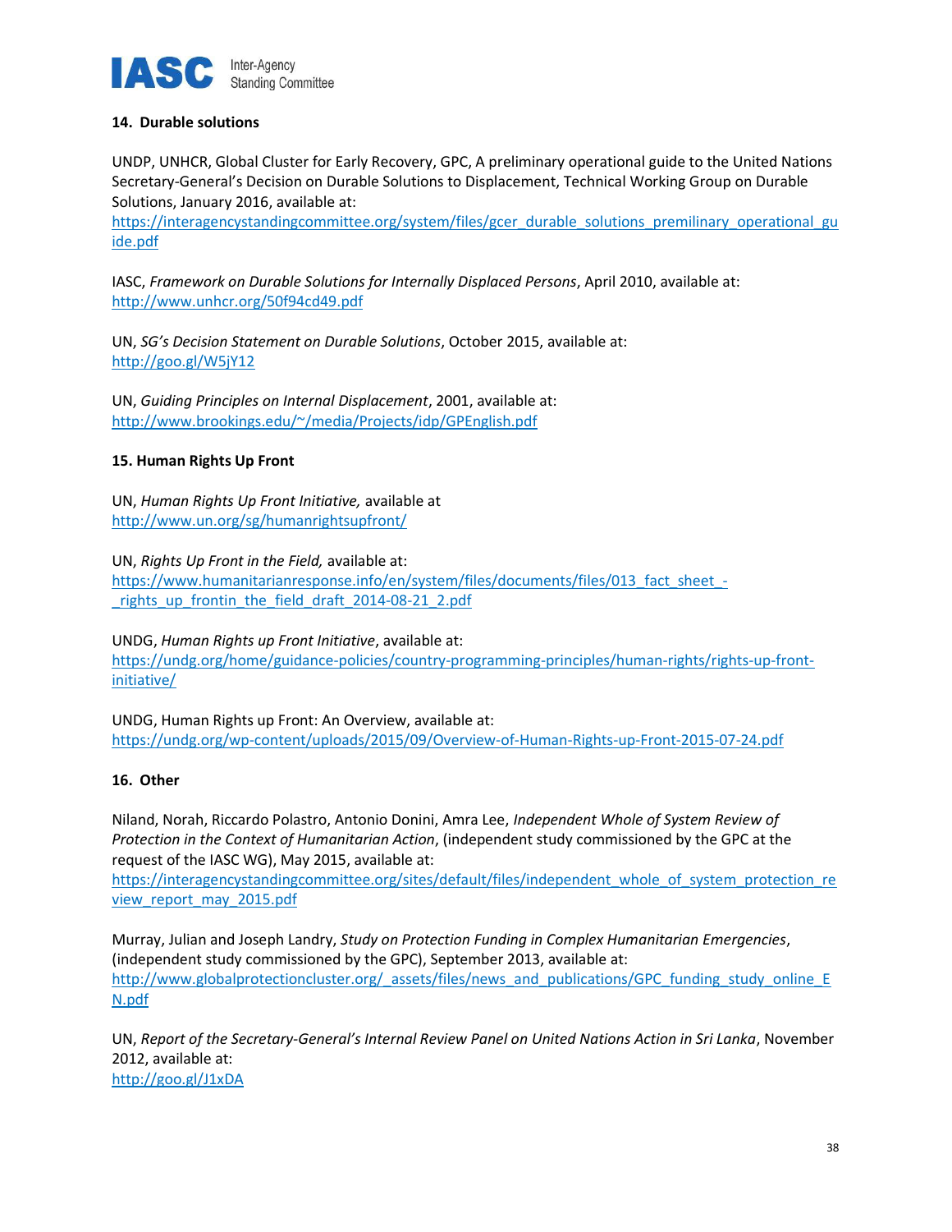### 14. Durable solutions

UNDP, UNHCR, Global Cluster for Early Recovery, GPC, A preliminary operational guide to the United Nations Secretary-General's Decision on Durable Solutions to Displacement, Technical Working Group on Durable Solutions, January 2016, available at: https://interagencystandingcommittee.org/system/files/gcer_durable_solutions_premilinary_operational_guide.pdf

IASC, *Framework on Durable Solutions for Internally Displaced Persons*, April 2010, available at: http://www.unhcr.org/50f94cd49.pdf

UN, *SG's Decision Statement on Durable Solutions*, October 2015, available at: http://goo.gl/W5jY12

UN, *Guiding Principles on Internal Displacement*, 2001, available at: http://www.brookings.edu/~/media/Projects/idp/GPEnglish.pdf

### 15. Human Rights Up Front

UN, *Human Rights Up Front Initiative,* available at http://www.un.org/sg/humanrightsupfront/

UN, *Rights Up Front in the Field,* available at: https://www.humanitarianresponse.info/en/system/files/documents/files/013_fact_sheet_-_rights_up_frontin_the_field_draft_2014-08-21_2.pdf

UNDG, *Human Rights up Front Initiative*, available at: https://undg.org/home/guidance-policies/country-programming-principles/human-rights/rights-up-front-initiative/

UNDG, Human Rights up Front: An Overview, available at: https://undg.org/wp-content/uploads/2015/09/Overview-of-Human-Rights-up-Front-2015-07-24.pdf

### 16. Other

Niland, Norah, Riccardo Polastro, Antonio Donini, Amra Lee, *Independent Whole of System Review of Protection in the Context of Humanitarian Action*, (independent study commissioned by the GPC at the request of the IASC WG), May 2015, available at: https://interagencystandingcommittee.org/sites/default/files/independent_whole_of_system_protection_review_report_may_2015.pdf

Murray, Julian and Joseph Landry, *Study on Protection Funding in Complex Humanitarian Emergencies*, (independent study commissioned by the GPC), September 2013, available at: http://www.globalprotectioncluster.org/_assets/files/news_and_publications/GPC_funding_study_online_EN.pdf

UN, *Report of the Secretary-General's Internal Review Panel on United Nations Action in Sri Lanka*, November 2012, available at: http://goo.gl/J1xDA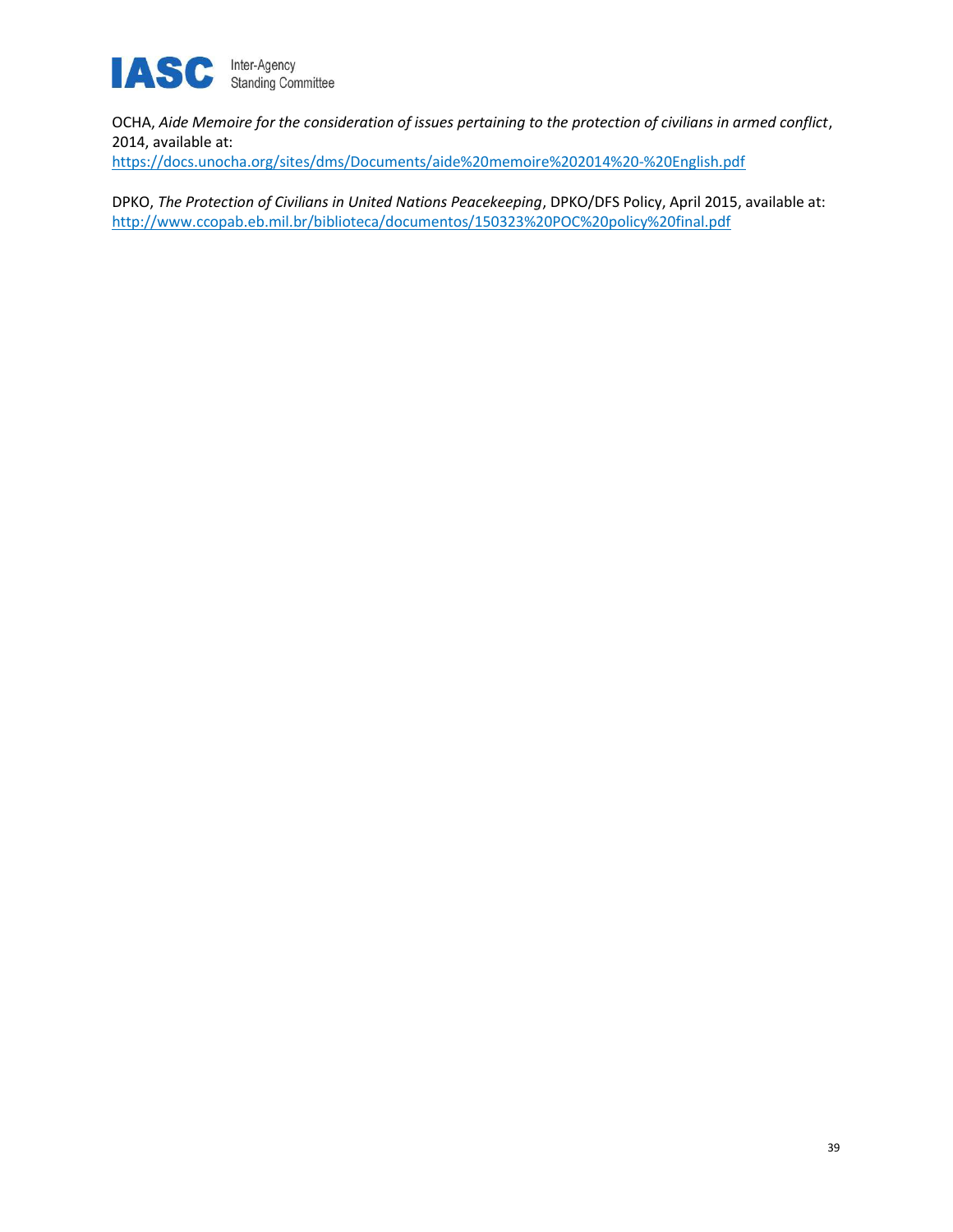OCHA, *Aide Memoire for the consideration of issues pertaining to the protection of civilians in armed conflict*, 2014, available at: https://docs.unocha.org/sites/dms/Documents/aide%20memoire%202014%20-%20English.pdf

DPKO, *The Protection of Civilians in United Nations Peacekeeping*, DPKO/DFS Policy, April 2015, available at: http://www.ccopab.eb.mil.br/biblioteca/documentos/150323%20POC%20policy%20final.pdf